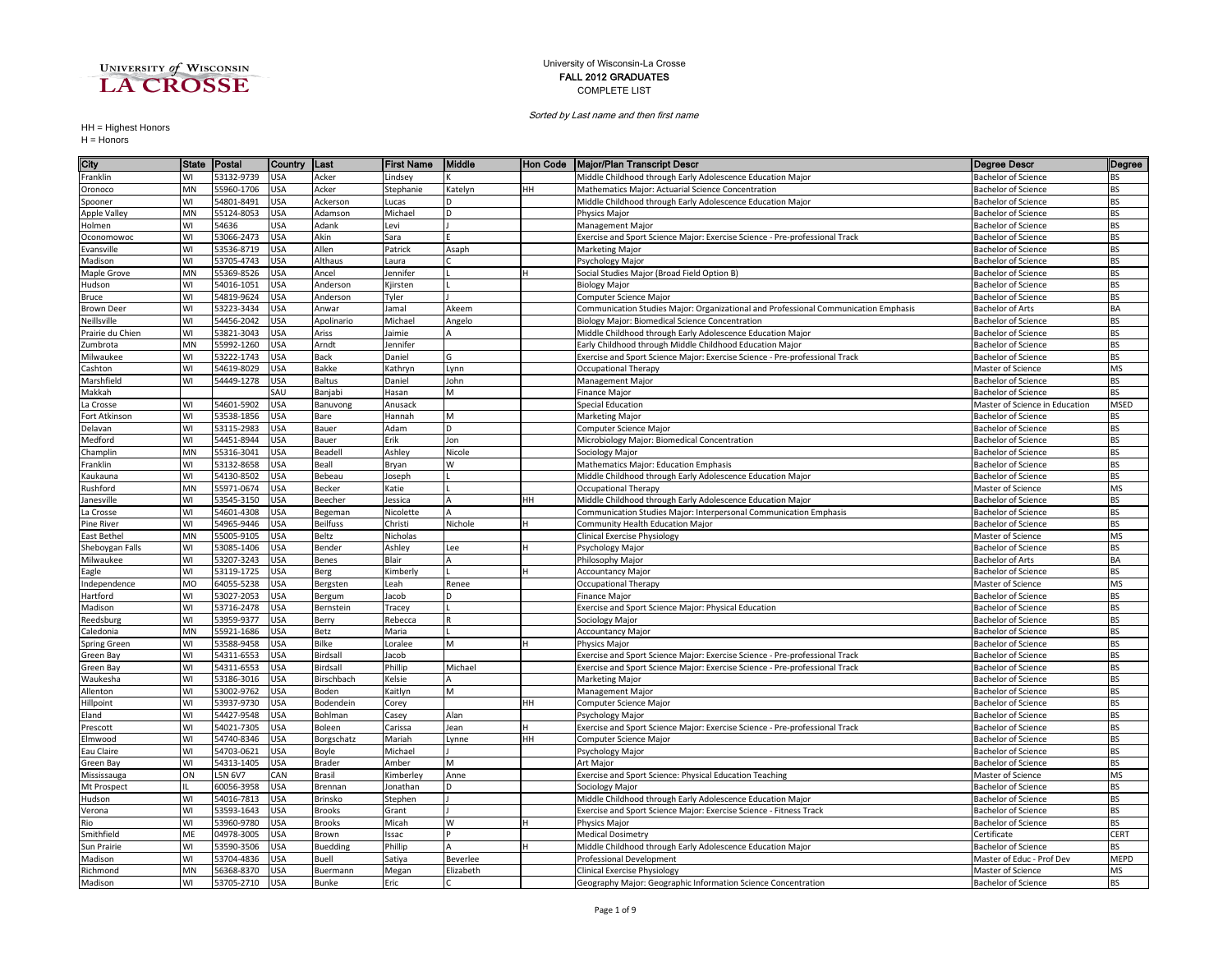UNIVERSITY of WISCONSIN LA CROSSE

University of Wisconsin-La Crosse
**FALL 2012 GRADUATES**
COMPLETE LIST

*Sorted by Last name and then first name*

HH = Highest Honors
H = Honors

| City | State | Postal | Country | Last | First Name | Middle | Hon Code | Major/Plan Transcript Descr | Degree Descr | Degree |
|---|---|---|---|---|---|---|---|---|---|---|
| Franklin | WI | 53132-9739 | USA | Acker | Lindsey | K | | Middle Childhood through Early Adolescence Education Major | Bachelor of Science | BS |
| Oronoco | MN | 55960-1706 | USA | Acker | Stephanie | Katelyn | HH | Mathematics Major: Actuarial Science Concentration | Bachelor of Science | BS |
| Spooner | WI | 54801-8491 | USA | Ackerson | Lucas | D | | Middle Childhood through Early Adolescence Education Major | Bachelor of Science | BS |
| Apple Valley | MN | 55124-8053 | USA | Adamson | Michael | D | | Physics Major | Bachelor of Science | BS |
| Holmen | WI | 54636 | USA | Adank | Levi | J | | Management Major | Bachelor of Science | BS |
| Oconomowoc | WI | 53066-2473 | USA | Akin | Sara | E | | Exercise and Sport Science Major: Exercise Science - Pre-professional Track | Bachelor of Science | BS |
| Evansville | WI | 53536-8719 | USA | Allen | Patrick | Asaph | | Marketing Major | Bachelor of Science | BS |
| Madison | WI | 53705-4743 | USA | Althaus | Laura | C | | Psychology Major | Bachelor of Science | BS |
| Maple Grove | MN | 55369-8526 | USA | Ancel | Jennifer | L | H | Social Studies Major (Broad Field Option B) | Bachelor of Science | BS |
| Hudson | WI | 54016-1051 | USA | Anderson | Kjirsten | L | | Biology Major | Bachelor of Science | BS |
| Bruce | WI | 54819-9624 | USA | Anderson | Tyler | J | | Computer Science Major | Bachelor of Science | BS |
| Brown Deer | WI | 53223-3434 | USA | Anwar | Jamal | Akeem | | Communication Studies Major: Organizational and Professional Communication Emphasis | Bachelor of Arts | BA |
| Neillsville | WI | 54456-2042 | USA | Apolinario | Michael | Angelo | | Biology Major: Biomedical Science Concentration | Bachelor of Science | BS |
| Prairie du Chien | WI | 53821-3043 | USA | Ariss | Jaimie | A | | Middle Childhood through Early Adolescence Education Major | Bachelor of Science | BS |
| Zumbrota | MN | 55992-1260 | USA | Arndt | Jennifer | | | Early Childhood through Middle Childhood Education Major | Bachelor of Science | BS |
| Milwaukee | WI | 53222-1743 | USA | Back | Daniel | G | | Exercise and Sport Science Major: Exercise Science - Pre-professional Track | Bachelor of Science | BS |
| Cashton | WI | 54619-8029 | USA | Bakke | Kathryn | Lynn | | Occupational Therapy | Master of Science | MS |
| Marshfield | WI | 54449-1278 | USA | Baltus | Daniel | John | | Management Major | Bachelor of Science | BS |
| Makkah | | | SAU | Banjabi | Hasan | M | | Finance Major | Bachelor of Science | BS |
| La Crosse | WI | 54601-5902 | USA | Banuvong | Anusack | | | Special Education | Master of Science in Education | MSED |
| Fort Atkinson | WI | 53538-1856 | USA | Bare | Hannah | M | | Marketing Major | Bachelor of Science | BS |
| Delavan | WI | 53115-2983 | USA | Bauer | Adam | D | | Computer Science Major | Bachelor of Science | BS |
| Medford | WI | 54451-8944 | USA | Bauer | Erik | Jon | | Microbiology Major: Biomedical Concentration | Bachelor of Science | BS |
| Champlin | MN | 55316-3041 | USA | Beadell | Ashley | Nicole | | Sociology Major | Bachelor of Science | BS |
| Franklin | WI | 53132-8658 | USA | Beall | Bryan | W | | Mathematics Major: Education Emphasis | Bachelor of Science | BS |
| Kaukauna | WI | 54130-8502 | USA | Bebeau | Joseph | L | | Middle Childhood through Early Adolescence Education Major | Bachelor of Science | BS |
| Rushford | MN | 55971-0674 | USA | Becker | Katie | L | | Occupational Therapy | Master of Science | MS |
| Janesville | WI | 53545-3150 | USA | Beecher | Jessica | A | HH | Middle Childhood through Early Adolescence Education Major | Bachelor of Science | BS |
| La Crosse | WI | 54601-4308 | USA | Begeman | Nicolette | A | | Communication Studies Major: Interpersonal Communication Emphasis | Bachelor of Science | BS |
| Pine River | WI | 54965-9446 | USA | Beilfuss | Christi | Nichole | H | Community Health Education Major | Bachelor of Science | BS |
| East Bethel | MN | 55005-9105 | USA | Beltz | Nicholas | | | Clinical Exercise Physiology | Master of Science | MS |
| Sheboygan Falls | WI | 53085-1406 | USA | Bender | Ashley | Lee | H | Psychology Major | Bachelor of Science | BS |
| Milwaukee | WI | 53207-3243 | USA | Benes | Blair | A | | Philosophy Major | Bachelor of Arts | BA |
| Eagle | WI | 53119-1725 | USA | Berg | Kimberly | L | H | Accountancy Major | Bachelor of Science | BS |
| Independence | MO | 64055-5238 | USA | Bergsten | Leah | Renee | | Occupational Therapy | Master of Science | MS |
| Hartford | WI | 53027-2053 | USA | Bergum | Jacob | D | | Finance Major | Bachelor of Science | BS |
| Madison | WI | 53716-2478 | USA | Bernstein | Tracey | L | | Exercise and Sport Science Major: Physical Education | Bachelor of Science | BS |
| Reedsburg | WI | 53959-9377 | USA | Berry | Rebecca | R | | Sociology Major | Bachelor of Science | BS |
| Caledonia | MN | 55921-1686 | USA | Betz | Maria | L | | Accountancy Major | Bachelor of Science | BS |
| Spring Green | WI | 53588-9458 | USA | Bilke | Loralee | M | H | Physics Major | Bachelor of Science | BS |
| Green Bay | WI | 54311-6553 | USA | Birdsall | Jacob | | | Exercise and Sport Science Major: Exercise Science - Pre-professional Track | Bachelor of Science | BS |
| Green Bay | WI | 54311-6553 | USA | Birdsall | Phillip | Michael | | Exercise and Sport Science Major: Exercise Science - Pre-professional Track | Bachelor of Science | BS |
| Waukesha | WI | 53186-3016 | USA | Birschbach | Kelsie | A | | Marketing Major | Bachelor of Science | BS |
| Allenton | WI | 53002-9762 | USA | Boden | Kaitlyn | M | | Management Major | Bachelor of Science | BS |
| Hillpoint | WI | 53937-9730 | USA | Bodendein | Corey | | HH | Computer Science Major | Bachelor of Science | BS |
| Eland | WI | 54427-9548 | USA | Bohlman | Casey | Alan | | Psychology Major | Bachelor of Science | BS |
| Prescott | WI | 54021-7305 | USA | Boleen | Carissa | Jean | H | Exercise and Sport Science Major: Exercise Science - Pre-professional Track | Bachelor of Science | BS |
| Elmwood | WI | 54740-8346 | USA | Borgschatz | Mariah | Lynne | HH | Computer Science Major | Bachelor of Science | BS |
| Eau Claire | WI | 54703-0621 | USA | Boyle | Michael | J | | Psychology Major | Bachelor of Science | BS |
| Green Bay | WI | 54313-1405 | USA | Brader | Amber | M | | Art Major | Bachelor of Science | BS |
| Mississauga | ON | L5N 6V7 | CAN | Brasil | Kimberley | Anne | | Exercise and Sport Science: Physical Education Teaching | Master of Science | MS |
| Mt Prospect | IL | 60056-3958 | USA | Brennan | Jonathan | D | | Sociology Major | Bachelor of Science | BS |
| Hudson | WI | 54016-7813 | USA | Brinsko | Stephen | J | | Middle Childhood through Early Adolescence Education Major | Bachelor of Science | BS |
| Verona | WI | 53593-1643 | USA | Brooks | Grant | J | | Exercise and Sport Science Major: Exercise Science - Fitness Track | Bachelor of Science | BS |
| Rio | WI | 53960-9780 | USA | Brooks | Micah | W | H | Physics Major | Bachelor of Science | BS |
| Smithfield | ME | 04978-3005 | USA | Brown | Issac | P | | Medical Dosimetry | Certificate | CERT |
| Sun Prairie | WI | 53590-3506 | USA | Buedding | Phillip | A | H | Middle Childhood through Early Adolescence Education Major | Bachelor of Science | BS |
| Madison | WI | 53704-4836 | USA | Buell | Satiya | Beverlee | | Professional Development | Master of Educ - Prof Dev | MEPD |
| Richmond | MN | 56368-8370 | USA | Buermann | Megan | Elizabeth | | Clinical Exercise Physiology | Master of Science | MS |
| Madison | WI | 53705-2710 | USA | Bunke | Eric | C | | Geography Major: Geographic Information Science Concentration | Bachelor of Science | BS |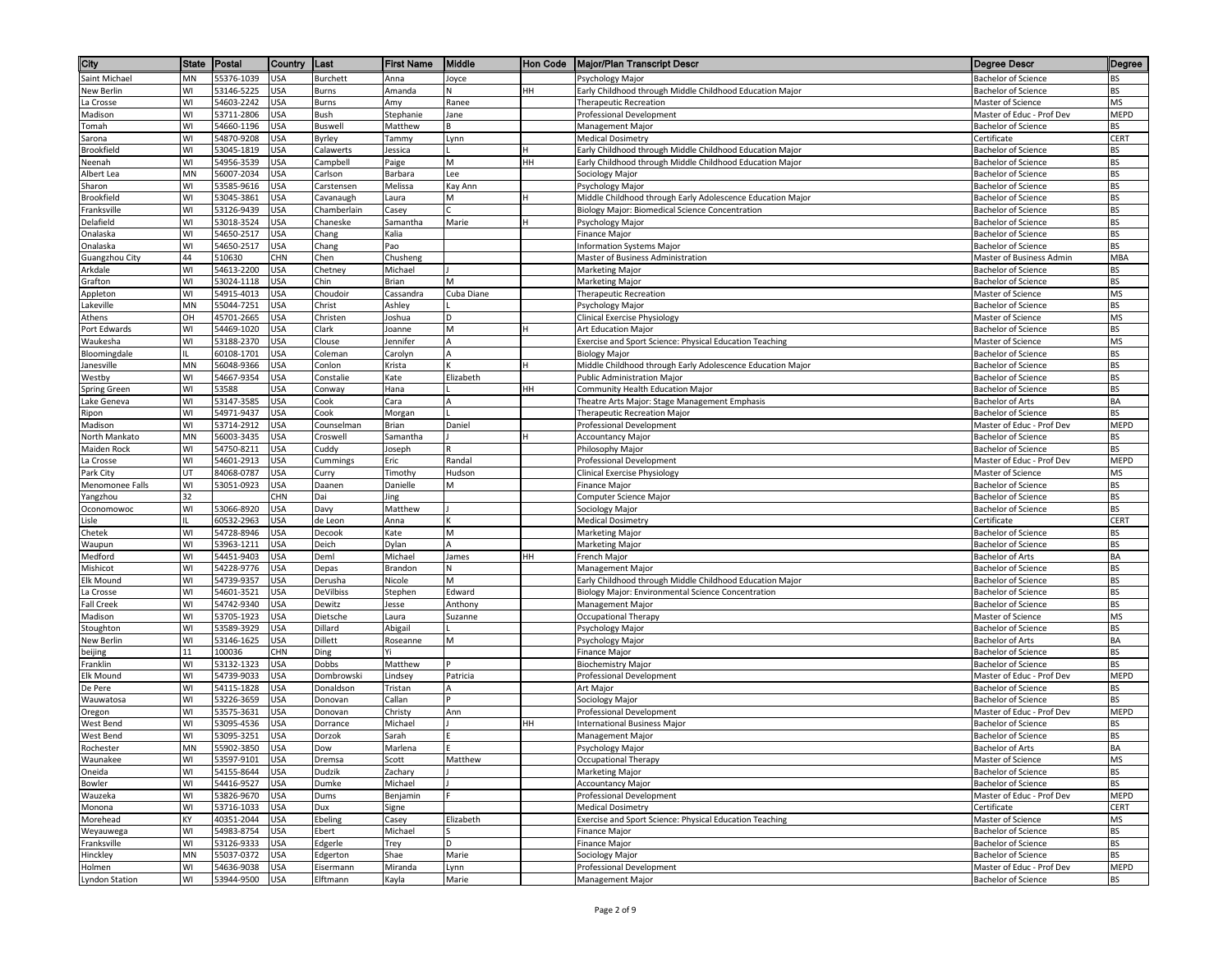| City | State | Postal | Country | Last | First Name | Middle | Hon Code | Major/Plan Transcript Descr | Degree Descr | Degree |
|---|---|---|---|---|---|---|---|---|---|---|
| Saint Michael | MN | 55376-1039 | USA | Burchett | Anna | Joyce | | Psychology Major | Bachelor of Science | BS |
| New Berlin | WI | 53146-5225 | USA | Burns | Amanda | N | HH | Early Childhood through Middle Childhood Education Major | Bachelor of Science | BS |
| La Crosse | WI | 54603-2242 | USA | Burns | Amy | Ranee | | Therapeutic Recreation | Master of Science | MS |
| Madison | WI | 53711-2806 | USA | Bush | Stephanie | Jane | | Professional Development | Master of Educ - Prof Dev | MEPD |
| Tomah | WI | 54660-1196 | USA | Buswell | Matthew | B | | Management Major | Bachelor of Science | BS |
| Sarona | WI | 54870-9208 | USA | Byrley | Tammy | Lynn | | Medical Dosimetry | Certificate | CERT |
| Brookfield | WI | 53045-1819 | USA | Calawerts | Jessica | L | H | Early Childhood through Middle Childhood Education Major | Bachelor of Science | BS |
| Neenah | WI | 54956-3539 | USA | Campbell | Paige | M | HH | Early Childhood through Middle Childhood Education Major | Bachelor of Science | BS |
| Albert Lea | MN | 56007-2034 | USA | Carlson | Barbara | Lee | | Sociology Major | Bachelor of Science | BS |
| Sharon | WI | 53585-9616 | USA | Carstensen | Melissa | Kay Ann | | Psychology Major | Bachelor of Science | BS |
| Brookfield | WI | 53045-3861 | USA | Cavanaugh | Laura | M | H | Middle Childhood through Early Adolescence Education Major | Bachelor of Science | BS |
| Franksville | WI | 53126-9439 | USA | Chamberlain | Casey | C | | Biology Major: Biomedical Science Concentration | Bachelor of Science | BS |
| Delafield | WI | 53018-3524 | USA | Chaneske | Samantha | Marie | H | Psychology Major | Bachelor of Science | BS |
| Onalaska | WI | 54650-2517 | USA | Chang | Kalia | | | Finance Major | Bachelor of Science | BS |
| Onalaska | WI | 54650-2517 | USA | Chang | Pao | | | Information Systems Major | Bachelor of Science | BS |
| Guangzhou City | 44 | 510630 | CHN | Chen | Chusheng | | | Master of Business Administration | Master of Business Admin | MBA |
| Arkdale | WI | 54613-2200 | USA | Chetney | Michael | J | | Marketing Major | Bachelor of Science | BS |
| Grafton | WI | 53024-1118 | USA | Chin | Brian | M | | Marketing Major | Bachelor of Science | BS |
| Appleton | WI | 54915-4013 | USA | Choudoir | Cassandra | Cuba Diane | | Therapeutic Recreation | Master of Science | MS |
| Lakeville | MN | 55044-7251 | USA | Christ | Ashley | L | | Psychology Major | Bachelor of Science | BS |
| Athens | OH | 45701-2665 | USA | Christen | Joshua | D | | Clinical Exercise Physiology | Master of Science | MS |
| Port Edwards | WI | 54469-1020 | USA | Clark | Joanne | M | H | Art Education Major | Bachelor of Science | BS |
| Waukesha | WI | 53188-2370 | USA | Clouse | Jennifer | A | | Exercise and Sport Science: Physical Education Teaching | Master of Science | MS |
| Bloomingdale | IL | 60108-1701 | USA | Coleman | Carolyn | A | | Biology Major | Bachelor of Science | BS |
| Janesville | MN | 56048-9366 | USA | Conlon | Krista | K | H | Middle Childhood through Early Adolescence Education Major | Bachelor of Science | BS |
| Westby | WI | 54667-9354 | USA | Constalie | Kate | Elizabeth | | Public Administration Major | Bachelor of Science | BS |
| Spring Green | WI | 53588 | USA | Conway | Hana | L | HH | Community Health Education Major | Bachelor of Science | BS |
| Lake Geneva | WI | 53147-3585 | USA | Cook | Cara | A | | Theatre Arts Major: Stage Management Emphasis | Bachelor of Arts | BA |
| Ripon | WI | 54971-9437 | USA | Cook | Morgan | L | | Therapeutic Recreation Major | Bachelor of Science | BS |
| Madison | WI | 53714-2912 | USA | Counselman | Brian | Daniel | | Professional Development | Master of Educ - Prof Dev | MEPD |
| North Mankato | MN | 56003-3435 | USA | Croswell | Samantha | J | H | Accountancy Major | Bachelor of Science | BS |
| Maiden Rock | WI | 54750-8211 | USA | Cuddy | Joseph | R | | Philosophy Major | Bachelor of Science | BS |
| La Crosse | WI | 54601-2913 | USA | Cummings | Eric | Randal | | Professional Development | Master of Educ - Prof Dev | MEPD |
| Park City | UT | 84068-0787 | USA | Curry | Timothy | Hudson | | Clinical Exercise Physiology | Master of Science | MS |
| Menomonee Falls | WI | 53051-0923 | USA | Daanen | Danielle | M | | Finance Major | Bachelor of Science | BS |
| Yangzhou | 32 | | CHN | Dai | Jing | | | Computer Science Major | Bachelor of Science | BS |
| Oconomowoc | WI | 53066-8920 | USA | Davy | Matthew | J | | Sociology Major | Bachelor of Science | BS |
| Lisle | IL | 60532-2963 | USA | de Leon | Anna | K | | Medical Dosimetry | Certificate | CERT |
| Chetek | WI | 54728-8946 | USA | Decook | Kate | M | | Marketing Major | Bachelor of Science | BS |
| Waupun | WI | 53963-1211 | USA | Deich | Dylan | A | | Marketing Major | Bachelor of Science | BS |
| Medford | WI | 54451-9403 | USA | Deml | Michael | James | HH | French Major | Bachelor of Arts | BA |
| Mishicot | WI | 54228-9776 | USA | Depas | Brandon | N | | Management Major | Bachelor of Science | BS |
| Elk Mound | WI | 54739-9357 | USA | Derusha | Nicole | M | | Early Childhood through Middle Childhood Education Major | Bachelor of Science | BS |
| La Crosse | WI | 54601-3521 | USA | DeVilbiss | Stephen | Edward | | Biology Major: Environmental Science Concentration | Bachelor of Science | BS |
| Fall Creek | WI | 54742-9340 | USA | Dewitz | Jesse | Anthony | | Management Major | Bachelor of Science | BS |
| Madison | WI | 53705-1923 | USA | Dietsche | Laura | Suzanne | | Occupational Therapy | Master of Science | MS |
| Stoughton | WI | 53589-3929 | USA | Dillard | Abigail | L | | Psychology Major | Bachelor of Science | BS |
| New Berlin | WI | 53146-1625 | USA | Dillett | Roseanne | M | | Psychology Major | Bachelor of Arts | BA |
| beijing | 11 | 100036 | CHN | Ding | Yi | | | Finance Major | Bachelor of Science | BS |
| Franklin | WI | 53132-1323 | USA | Dobbs | Matthew | P | | Biochemistry Major | Bachelor of Science | BS |
| Elk Mound | WI | 54739-9033 | USA | Dombrowski | Lindsey | Patricia | | Professional Development | Master of Educ - Prof Dev | MEPD |
| De Pere | WI | 54115-1828 | USA | Donaldson | Tristan | A | | Art Major | Bachelor of Science | BS |
| Wauwatosa | WI | 53226-3659 | USA | Donovan | Callan | P | | Sociology Major | Bachelor of Science | BS |
| Oregon | WI | 53575-3631 | USA | Donovan | Christy | Ann | | Professional Development | Master of Educ - Prof Dev | MEPD |
| West Bend | WI | 53095-4536 | USA | Dorrance | Michael | J | HH | International Business Major | Bachelor of Science | BS |
| West Bend | WI | 53095-3251 | USA | Dorzok | Sarah | E | | Management Major | Bachelor of Science | BS |
| Rochester | MN | 55902-3850 | USA | Dow | Marlena | E | | Psychology Major | Bachelor of Arts | BA |
| Waunakee | WI | 53597-9101 | USA | Dremsa | Scott | Matthew | | Occupational Therapy | Master of Science | MS |
| Oneida | WI | 54155-8644 | USA | Dudzik | Zachary | J | | Marketing Major | Bachelor of Science | BS |
| Bowler | WI | 54416-9527 | USA | Dumke | Michael | J | | Accountancy Major | Bachelor of Science | BS |
| Wauzeka | WI | 53826-9670 | USA | Dums | Benjamin | F | | Professional Development | Master of Educ - Prof Dev | MEPD |
| Monona | WI | 53716-1033 | USA | Dux | Signe | | | Medical Dosimetry | Certificate | CERT |
| Morehead | KY | 40351-2044 | USA | Ebeling | Casey | Elizabeth | | Exercise and Sport Science: Physical Education Teaching | Master of Science | MS |
| Weyauwega | WI | 54983-8754 | USA | Ebert | Michael | S | | Finance Major | Bachelor of Science | BS |
| Franksville | WI | 53126-9333 | USA | Edgerle | Trey | D | | Finance Major | Bachelor of Science | BS |
| Hinckley | MN | 55037-0372 | USA | Edgerton | Shae | Marie | | Sociology Major | Bachelor of Science | BS |
| Holmen | WI | 54636-9038 | USA | Eisermann | Miranda | Lynn | | Professional Development | Master of Educ - Prof Dev | MEPD |
| Lyndon Station | WI | 53944-9500 | USA | Elftmann | Kayla | Marie | | Management Major | Bachelor of Science | BS |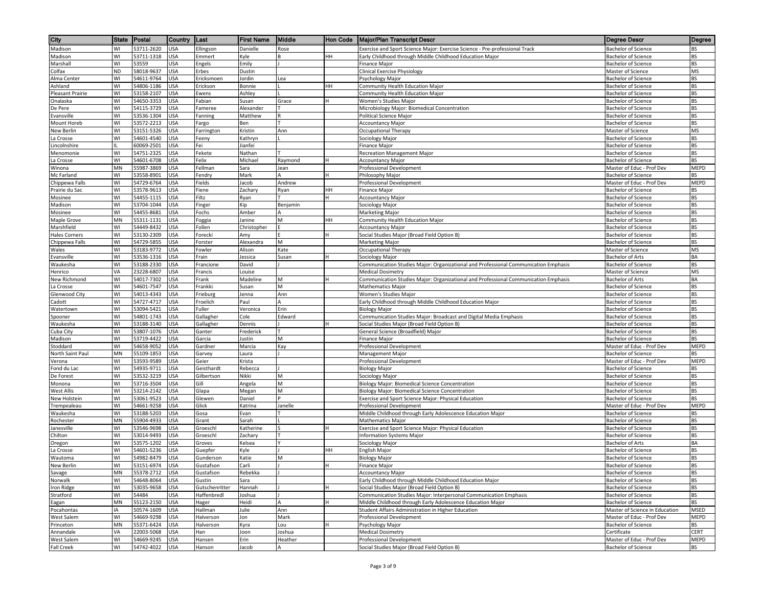| City | State | Postal | Country | Last | First Name | Middle | Hon Code | Major/Plan Transcript Descr | Degree Descr | Degree |
|---|---|---|---|---|---|---|---|---|---|---|
| Madison | WI | 53711-2620 | USA | Ellingson | Danielle | Rose | | Exercise and Sport Science Major: Exercise Science - Pre-professional Track | Bachelor of Science | BS |
| Madison | WI | 53711-1318 | USA | Emmert | Kyle | B | HH | Early Childhood through Middle Childhood Education Major | Bachelor of Science | BS |
| Marshall | WI | 53559 | USA | Engels | Emily | J | | Finance Major | Bachelor of Science | BS |
| Colfax | ND | 58018-9637 | USA | Erbes | Dustin | | | Clinical Exercise Physiology | Master of Science | MS |
| Alma Center | WI | 54611-9764 | USA | Ericksmoen | Jordin | Lea | | Psychology Major | Bachelor of Science | BS |
| Ashland | WI | 54806-1186 | USA | Erickson | Bonnie | L | HH | Community Health Education Major | Bachelor of Science | BS |
| Pleasant Prairie | WI | 53158-2107 | USA | Ewens | Ashley | L | | Community Health Education Major | Bachelor of Science | BS |
| Onalaska | WI | 54650-3353 | USA | Fabian | Susan | Grace | H | Women's Studies Major | Bachelor of Science | BS |
| De Pere | WI | 54115-3729 | USA | Fameree | Alexander | T | | Microbiology Major: Biomedical Concentration | Bachelor of Science | BS |
| Evansville | WI | 53536-1304 | USA | Fanning | Matthew | R | | Political Science Major | Bachelor of Science | BS |
| Mount Horeb | WI | 53572-2213 | USA | Fargo | Ben | T | | Accountancy Major | Bachelor of Science | BS |
| New Berlin | WI | 53151-5326 | USA | Farrington | Kristin | Ann | | Occupational Therapy | Master of Science | MS |
| La Crosse | WI | 54601-4540 | USA | Feeny | Kathryn | L | | Sociology Major | Bachelor of Science | BS |
| Lincolnshire | IL | 60069-2501 | USA | Fei | Jianfei | | | Finance Major | Bachelor of Science | BS |
| Menomonie | WI | 54751-2325 | USA | Fekete | Nathan | T | | Recreation Management Major | Bachelor of Science | BS |
| La Crosse | WI | 54601-6708 | USA | Felix | Michael | Raymond | H | Accountancy Major | Bachelor of Science | BS |
| Winona | MN | 55987-3869 | USA | Fellman | Sara | Jean | | Professional Development | Master of Educ - Prof Dev | MEPD |
| Mc Farland | WI | 53558-8901 | USA | Fendry | Mark | A | H | Philosophy Major | Bachelor of Science | BS |
| Chippewa Falls | WI | 54729-6764 | USA | Fields | Jacob | Andrew | | Professional Development | Master of Educ - Prof Dev | MEPD |
| Prairie du Sac | WI | 53578-9613 | USA | Fiene | Zachary | Ryan | HH | Finance Major | Bachelor of Science | BS |
| Mosinee | WI | 54455-1115 | USA | Filtz | Ryan | T | H | Accountancy Major | Bachelor of Science | BS |
| Madison | WI | 53704-1044 | USA | Finger | Kip | Benjamin | | Sociology Major | Bachelor of Science | BS |
| Mosinee | WI | 54455-8681 | USA | Fochs | Amber | A | | Marketing Major | Bachelor of Science | BS |
| Maple Grove | MN | 55311-1131 | USA | Foggia | Janine | M | HH | Community Health Education Major | Bachelor of Science | BS |
| Marshfield | WI | 54449-8432 | USA | Follen | Christopher | E | | Accountancy Major | Bachelor of Science | BS |
| Hales Corners | WI | 53130-2309 | USA | Forecki | Amy | E | H | Social Studies Major (Broad Field Option B) | Bachelor of Science | BS |
| Chippewa Falls | WI | 54729-5855 | USA | Forster | Alexandra | M | | Marketing Major | Bachelor of Science | BS |
| Wales | WI | 53183-9772 | USA | Fowler | Alison | Kate | | Occupational Therapy | Master of Science | MS |
| Evansville | WI | 53536-1316 | USA | Frain | Jessica | Susan | H | Sociology Major | Bachelor of Arts | BA |
| Waukesha | WI | 53188-2330 | USA | Francione | David | J | | Communication Studies Major: Organizational and Professional Communication Emphasis | Bachelor of Science | BS |
| Henrico | VA | 23228-6807 | USA | Francis | Louise | | | Medical Dosimetry | Master of Science | MS |
| New Richmond | WI | 54017-7302 | USA | Frank | Madeline | M | H | Communication Studies Major: Organizational and Professional Communication Emphasis | Bachelor of Arts | BA |
| La Crosse | WI | 54601-7547 | USA | Frankki | Susan | M | | Mathematics Major | Bachelor of Science | BS |
| Glenwood City | WI | 54013-4343 | USA | Frieburg | Jenna | Ann | | Women's Studies Major | Bachelor of Science | BS |
| Cadott | WI | 54727-4717 | USA | Froelich | Paul | A | | Early Childhood through Middle Childhood Education Major | Bachelor of Science | BS |
| Watertown | WI | 53094-5421 | USA | Fuller | Veronica | Erin | | Biology Major | Bachelor of Science | BS |
| Spooner | WI | 54801-1743 | USA | Gallagher | Cole | Edward | | Communication Studies Major: Broadcast and Digital Media Emphasis | Bachelor of Science | BS |
| Waukesha | WI | 53188-3140 | USA | Gallagher | Dennis | J | H | Social Studies Major (Broad Field Option B) | Bachelor of Science | BS |
| Cuba City | WI | 53807-1076 | USA | Ganter | Frederick | T | | General Science (Broadfield) Major | Bachelor of Science | BS |
| Madison | WI | 53719-4422 | USA | Garcia | Justin | M | | Finance Major | Bachelor of Science | BS |
| Stoddard | WI | 54658-9052 | USA | Gardner | Marcia | Kay | | Professional Development | Master of Educ - Prof Dev | MEPD |
| North Saint Paul | MN | 55109-1853 | USA | Garvey | Laura | J | | Management Major | Bachelor of Science | BS |
| Verona | WI | 53593-9589 | USA | Geier | Krista | | | Professional Development | Master of Educ - Prof Dev | MEPD |
| Fond du Lac | WI | 54935-9711 | USA | Geisthardt | Rebecca | J | | Biology Major | Bachelor of Science | BS |
| De Forest | WI | 53532-3219 | USA | Gilbertson | Nikki | M | | Sociology Major | Bachelor of Science | BS |
| Monona | WI | 53716-3504 | USA | Gill | Angela | M | | Biology Major: Biomedical Science Concentration | Bachelor of Science | BS |
| West Allis | WI | 53214-2142 | USA | Glapa | Megan | M | | Biology Major: Biomedical Science Concentration | Bachelor of Science | BS |
| New Holstein | WI | 53061-9523 | USA | Glewen | Daniel | P | | Exercise and Sport Science Major: Physical Education | Bachelor of Science | BS |
| Trempealeau | WI | 54661-9258 | USA | Glick | Katrina | Janelle | | Professional Development | Master of Educ - Prof Dev | MEPD |
| Waukesha | WI | 53188-5203 | USA | Gosa | Evan | T | | Middle Childhood through Early Adolescence Education Major | Bachelor of Science | BS |
| Rochester | MN | 55904-4933 | USA | Grant | Sarah | L | | Mathematics Major | Bachelor of Science | BS |
| Janesville | WI | 53546-9698 | USA | Groeschl | Katherine | S | H | Exercise and Sport Science Major: Physical Education | Bachelor of Science | BS |
| Chilton | WI | 53014-9493 | USA | Groeschl | Zachary | T | | Information Systems Major | Bachelor of Science | BS |
| Oregon | WI | 53575-1202 | USA | Groves | Kelsea | Y | | Sociology Major | Bachelor of Arts | BA |
| La Crosse | WI | 54601-5236 | USA | Guepfer | Kyle | J | HH | English Major | Bachelor of Science | BS |
| Wautoma | WI | 54982-8479 | USA | Gunderson | Katie | M | | Biology Major | Bachelor of Science | BS |
| New Berlin | WI | 53151-6974 | USA | Gustafson | Carli | J | H | Finance Major | Bachelor of Science | BS |
| Savage | MN | 55378-2712 | USA | Gustafson | Rebekka | J | | Accountancy Major | Bachelor of Science | BS |
| Norwalk | WI | 54648-8064 | USA | Gustin | Sara | | | Early Childhood through Middle Childhood Education Major | Bachelor of Science | BS |
| Iron Ridge | WI | 53035-9658 | USA | Gutschenritter | Hannah | J | H | Social Studies Major (Broad Field Option B) | Bachelor of Science | BS |
| Stratford | WI | 54484 | USA | Haffenbredl | Joshua | J | | Communication Studies Major: Interpersonal Communication Emphasis | Bachelor of Science | BS |
| Eagan | MN | 55123-2150 | USA | Hager | Heidi | A | H | Middle Childhood through Early Adolescence Education Major | Bachelor of Science | BS |
| Pocahontas | IA | 50574-1609 | USA | Hallman | Julie | Ann | | Student Affairs Administration in Higher Education | Master of Science in Education | MSED |
| West Salem | WI | 54669-9298 | USA | Halverson | Jon | Mark | | Professional Development | Master of Educ - Prof Dev | MEPD |
| Princeton | MN | 55371-6424 | USA | Halverson | Kyra | Lou | H | Psychology Major | Bachelor of Science | BS |
| Annandale | VA | 22003-5068 | USA | Han | Joon | Joshua | | Medical Dosimetry | Certificate | CERT |
| West Salem | WI | 54669-9245 | USA | Hansen | Erin | Heather | | Professional Development | Master of Educ - Prof Dev | MEPD |
| Fall Creek | WI | 54742-4022 | USA | Hanson | Jacob | A | | Social Studies Major (Broad Field Option B) | Bachelor of Science | BS |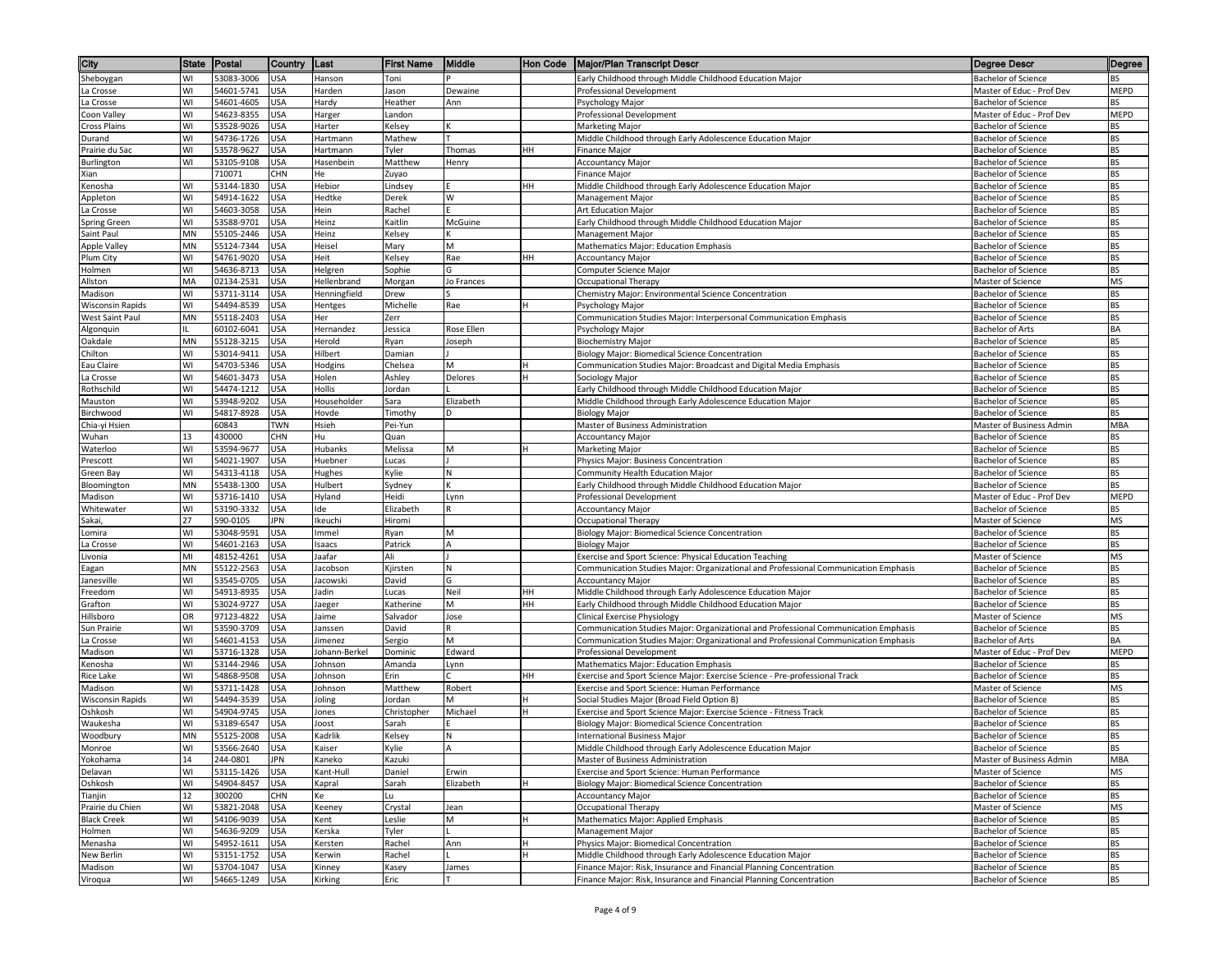| City | State | Postal | Country | Last | First Name | Middle | Hon Code | Major/Plan Transcript Descr | Degree Descr | Degree |
|---|---|---|---|---|---|---|---|---|---|---|
| Sheboygan | WI | 53083-3006 | USA | Hanson | Toni | P | | Early Childhood through Middle Childhood Education Major | Bachelor of Science | BS |
| La Crosse | WI | 54601-5741 | USA | Harden | Jason | Dewaine | | Professional Development | Master of Educ - Prof Dev | MEPD |
| La Crosse | WI | 54601-4605 | USA | Hardy | Heather | Ann | | Psychology Major | Bachelor of Science | BS |
| Coon Valley | WI | 54623-8355 | USA | Harger | Landon | | | Professional Development | Master of Educ - Prof Dev | MEPD |
| Cross Plains | WI | 53528-9026 | USA | Harter | Kelsey | K | | Marketing Major | Bachelor of Science | BS |
| Durand | WI | 54736-1726 | USA | Hartmann | Mathew | T | | Middle Childhood through Early Adolescence Education Major | Bachelor of Science | BS |
| Prairie du Sac | WI | 53578-9627 | USA | Hartmann | Tyler | Thomas | HH | Finance Major | Bachelor of Science | BS |
| Burlington | WI | 53105-9108 | USA | Hasenbein | Matthew | Henry | | Accountancy Major | Bachelor of Science | BS |
| Xian | | 710071 | CHN | He | Zuyao | | | Finance Major | Bachelor of Science | BS |
| Kenosha | WI | 53144-1830 | USA | Hebior | Lindsey | E | HH | Middle Childhood through Early Adolescence Education Major | Bachelor of Science | BS |
| Appleton | WI | 54914-1622 | USA | Hedtke | Derek | W | | Management Major | Bachelor of Science | BS |
| La Crosse | WI | 54603-3058 | USA | Hein | Rachel | E | | Art Education Major | Bachelor of Science | BS |
| Spring Green | WI | 53588-9701 | USA | Heinz | Kaitlin | McGuine | | Early Childhood through Middle Childhood Education Major | Bachelor of Science | BS |
| Saint Paul | MN | 55105-2446 | USA | Heinz | Kelsey | K | | Management Major | Bachelor of Science | BS |
| Apple Valley | MN | 55124-7344 | USA | Heisel | Mary | M | | Mathematics Major: Education Emphasis | Bachelor of Science | BS |
| Plum City | WI | 54761-9020 | USA | Heit | Kelsey | Rae | HH | Accountancy Major | Bachelor of Science | BS |
| Holmen | WI | 54636-8713 | USA | Helgren | Sophie | G | | Computer Science Major | Bachelor of Science | BS |
| Allston | MA | 02134-2531 | USA | Hellenbrand | Morgan | Jo Frances | | Occupational Therapy | Master of Science | MS |
| Madison | WI | 53711-3114 | USA | Henningfield | Drew | S | | Chemistry Major: Environmental Science Concentration | Bachelor of Science | BS |
| Wisconsin Rapids | WI | 54494-8539 | USA | Hentges | Michelle | Rae | H | Psychology Major | Bachelor of Science | BS |
| West Saint Paul | MN | 55118-2403 | USA | Her | Zerr | | | Communication Studies Major: Interpersonal Communication Emphasis | Bachelor of Science | BS |
| Algonquin | IL | 60102-6041 | USA | Hernandez | Jessica | Rose Ellen | | Psychology Major | Bachelor of Arts | BA |
| Oakdale | MN | 55128-3215 | USA | Herold | Ryan | Joseph | | Biochemistry Major | Bachelor of Science | BS |
| Chilton | WI | 53014-9411 | USA | Hilbert | Damian | J | | Biology Major: Biomedical Science Concentration | Bachelor of Science | BS |
| Eau Claire | WI | 54703-5346 | USA | Hodgins | Chelsea | M | H | Communication Studies Major: Broadcast and Digital Media Emphasis | Bachelor of Science | BS |
| La Crosse | WI | 54601-3473 | USA | Holen | Ashley | Delores | H | Sociology Major | Bachelor of Science | BS |
| Rothschild | WI | 54474-1212 | USA | Hollis | Jordan | L | | Early Childhood through Middle Childhood Education Major | Bachelor of Science | BS |
| Mauston | WI | 53948-9202 | USA | Householder | Sara | Elizabeth | | Middle Childhood through Early Adolescence Education Major | Bachelor of Science | BS |
| Birchwood | WI | 54817-8928 | USA | Hovde | Timothy | D | | Biology Major | Bachelor of Science | BS |
| Chia-yi Hsien | | 60843 | TWN | Hsieh | Pei-Yun | | | Master of Business Administration | Master of Business Admin | MBA |
| Wuhan | 13 | 430000 | CHN | Hu | Quan | | | Accountancy Major | Bachelor of Science | BS |
| Waterloo | WI | 53594-9677 | USA | Hubanks | Melissa | M | H | Marketing Major | Bachelor of Science | BS |
| Prescott | WI | 54021-1907 | USA | Huebner | Lucas | J | | Physics Major: Business Concentration | Bachelor of Science | BS |
| Green Bay | WI | 54313-4118 | USA | Hughes | Kylie | N | | Community Health Education Major | Bachelor of Science | BS |
| Bloomington | MN | 55438-1300 | USA | Hulbert | Sydney | K | | Early Childhood through Middle Childhood Education Major | Bachelor of Science | BS |
| Madison | WI | 53716-1410 | USA | Hyland | Heidi | Lynn | | Professional Development | Master of Educ - Prof Dev | MEPD |
| Whitewater | WI | 53190-3332 | USA | Ide | Elizabeth | R | | Accountancy Major | Bachelor of Science | BS |
| Sakai, | 27 | 590-0105 | JPN | Ikeuchi | Hiromi | | | Occupational Therapy | Master of Science | MS |
| Lomira | WI | 53048-9591 | USA | Immel | Ryan | M | | Biology Major: Biomedical Science Concentration | Bachelor of Science | BS |
| La Crosse | WI | 54601-2163 | USA | Isaacs | Patrick | A | | Biology Major | Bachelor of Science | BS |
| Livonia | MI | 48152-4261 | USA | Jaafar | Ali | J | | Exercise and Sport Science: Physical Education Teaching | Master of Science | MS |
| Eagan | MN | 55122-2563 | USA | Jacobson | Kjirsten | N | | Communication Studies Major: Organizational and Professional Communication Emphasis | Bachelor of Science | BS |
| Janesville | WI | 53545-0705 | USA | Jacowski | David | G | | Accountancy Major | Bachelor of Science | BS |
| Freedom | WI | 54913-8935 | USA | Jadin | Lucas | Neil | HH | Middle Childhood through Early Adolescence Education Major | Bachelor of Science | BS |
| Grafton | WI | 53024-9727 | USA | Jaeger | Katherine | M | HH | Early Childhood through Middle Childhood Education Major | Bachelor of Science | BS |
| Hillsboro | OR | 97123-4822 | USA | Jaime | Salvador | Jose | | Clinical Exercise Physiology | Master of Science | MS |
| Sun Prairie | WI | 53590-3709 | USA | Janssen | David | R | | Communication Studies Major: Organizational and Professional Communication Emphasis | Bachelor of Science | BS |
| La Crosse | WI | 54601-4153 | USA | Jimenez | Sergio | M | | Communication Studies Major: Organizational and Professional Communication Emphasis | Bachelor of Arts | BA |
| Madison | WI | 53716-1328 | USA | Johann-Berkel | Dominic | Edward | | Professional Development | Master of Educ - Prof Dev | MEPD |
| Kenosha | WI | 53144-2946 | USA | Johnson | Amanda | Lynn | | Mathematics Major: Education Emphasis | Bachelor of Science | BS |
| Rice Lake | WI | 54868-9508 | USA | Johnson | Erin | C | HH | Exercise and Sport Science Major: Exercise Science - Pre-professional Track | Bachelor of Science | BS |
| Madison | WI | 53711-1428 | USA | Johnson | Matthew | Robert | | Exercise and Sport Science: Human Performance | Master of Science | MS |
| Wisconsin Rapids | WI | 54494-3539 | USA | Joling | Jordan | M | H | Social Studies Major (Broad Field Option B) | Bachelor of Science | BS |
| Oshkosh | WI | 54904-9745 | USA | Jones | Christopher | Michael | H | Exercise and Sport Science Major: Exercise Science - Fitness Track | Bachelor of Science | BS |
| Waukesha | WI | 53189-6547 | USA | Joost | Sarah | E | | Biology Major: Biomedical Science Concentration | Bachelor of Science | BS |
| Woodbury | MN | 55125-2008 | USA | Kadrlik | Kelsey | N | | International Business Major | Bachelor of Science | BS |
| Monroe | WI | 53566-2640 | USA | Kaiser | Kylie | A | | Middle Childhood through Early Adolescence Education Major | Bachelor of Science | BS |
| Yokohama | 14 | 244-0801 | JPN | Kaneko | Kazuki | | | Master of Business Administration | Master of Business Admin | MBA |
| Delavan | WI | 53115-1426 | USA | Kant-Hull | Daniel | Erwin | | Exercise and Sport Science: Human Performance | Master of Science | MS |
| Oshkosh | WI | 54904-8457 | USA | Kapral | Sarah | Elizabeth | H | Biology Major: Biomedical Science Concentration | Bachelor of Science | BS |
| Tianjin | 12 | 300200 | CHN | Ke | Lu | | | Accountancy Major | Bachelor of Science | BS |
| Prairie du Chien | WI | 53821-2048 | USA | Keeney | Crystal | Jean | | Occupational Therapy | Master of Science | MS |
| Black Creek | WI | 54106-9039 | USA | Kent | Leslie | M | H | Mathematics Major: Applied Emphasis | Bachelor of Science | BS |
| Holmen | WI | 54636-9209 | USA | Kerska | Tyler | L | | Management Major | Bachelor of Science | BS |
| Menasha | WI | 54952-1611 | USA | Kersten | Rachel | Ann | H | Physics Major: Biomedical Concentration | Bachelor of Science | BS |
| New Berlin | WI | 53151-1752 | USA | Kerwin | Rachel | L | H | Middle Childhood through Early Adolescence Education Major | Bachelor of Science | BS |
| Madison | WI | 53704-1047 | USA | Kinney | Kasey | James | | Finance Major: Risk, Insurance and Financial Planning Concentration | Bachelor of Science | BS |
| Viroqua | WI | 54665-1249 | USA | Kirking | Eric | T | | Finance Major: Risk, Insurance and Financial Planning Concentration | Bachelor of Science | BS |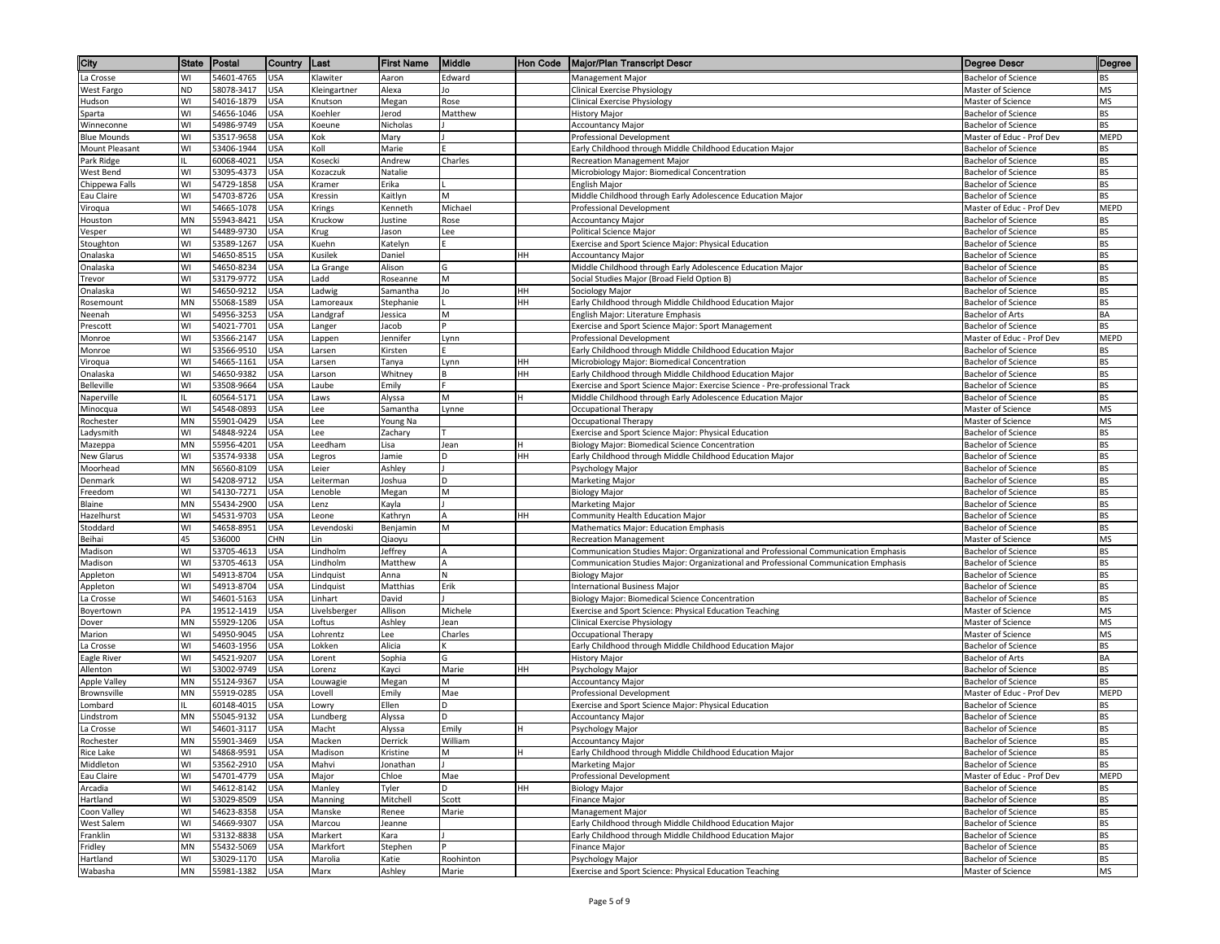| City | State | Postal | Country | Last | First Name | Middle | Hon Code | Major/Plan Transcript Descr | Degree Descr | Degree |
|---|---|---|---|---|---|---|---|---|---|---|
| La Crosse | WI | 54601-4765 | USA | Klawiter | Aaron | Edward | | Management Major | Bachelor of Science | BS |
| West Fargo | ND | 58078-3417 | USA | Kleingartner | Alexa | Jo | | Clinical Exercise Physiology | Master of Science | MS |
| Hudson | WI | 54016-1879 | USA | Knutson | Megan | Rose | | Clinical Exercise Physiology | Master of Science | MS |
| Sparta | WI | 54656-1046 | USA | Koehler | Jerod | Matthew | | History Major | Bachelor of Science | BS |
| Winneconne | WI | 54986-9749 | USA | Koeune | Nicholas | J | | Accountancy Major | Bachelor of Science | BS |
| Blue Mounds | WI | 53517-9658 | USA | Kok | Mary | J | | Professional Development | Master of Educ - Prof Dev | MEPD |
| Mount Pleasant | WI | 53406-1944 | USA | Koll | Marie | E | | Early Childhood through Middle Childhood Education Major | Bachelor of Science | BS |
| Park Ridge | IL | 60068-4021 | USA | Kosecki | Andrew | Charles | | Recreation Management Major | Bachelor of Science | BS |
| West Bend | WI | 53095-4373 | USA | Kozaczuk | Natalie | | | Microbiology Major: Biomedical Concentration | Bachelor of Science | BS |
| Chippewa Falls | WI | 54729-1858 | USA | Kramer | Erika | L | | English Major | Bachelor of Science | BS |
| Eau Claire | WI | 54703-8726 | USA | Kressin | Kaitlyn | M | | Middle Childhood through Early Adolescence Education Major | Bachelor of Science | BS |
| Viroqua | WI | 54665-1078 | USA | Krings | Kenneth | Michael | | Professional Development | Master of Educ - Prof Dev | MEPD |
| Houston | MN | 55943-8421 | USA | Kruckow | Justine | Rose | | Accountancy Major | Bachelor of Science | BS |
| Vesper | WI | 54489-9730 | USA | Krug | Jason | Lee | | Political Science Major | Bachelor of Science | BS |
| Stoughton | WI | 53589-1267 | USA | Kuehn | Katelyn | E | | Exercise and Sport Science Major: Physical Education | Bachelor of Science | BS |
| Onalaska | WI | 54650-8515 | USA | Kusilek | Daniel | | HH | Accountancy Major | Bachelor of Science | BS |
| Onalaska | WI | 54650-8234 | USA | La Grange | Alison | G | | Middle Childhood through Early Adolescence Education Major | Bachelor of Science | BS |
| Trevor | WI | 53179-9772 | USA | Ladd | Roseanne | M | | Social Studies Major (Broad Field Option B) | Bachelor of Science | BS |
| Onalaska | WI | 54650-9212 | USA | Ladwig | Samantha | Jo | HH | Sociology Major | Bachelor of Science | BS |
| Rosemount | MN | 55068-1589 | USA | Lamoreaux | Stephanie | L | HH | Early Childhood through Middle Childhood Education Major | Bachelor of Science | BS |
| Neenah | WI | 54956-3253 | USA | Landgraf | Jessica | M | | English Major: Literature Emphasis | Bachelor of Arts | BA |
| Prescott | WI | 54021-7701 | USA | Langer | Jacob | P | | Exercise and Sport Science Major: Sport Management | Bachelor of Science | BS |
| Monroe | WI | 53566-2147 | USA | Lappen | Jennifer | Lynn | | Professional Development | Master of Educ - Prof Dev | MEPD |
| Monroe | WI | 53566-9510 | USA | Larsen | Kirsten | E | | Early Childhood through Middle Childhood Education Major | Bachelor of Science | BS |
| Viroqua | WI | 54665-1161 | USA | Larsen | Tanya | Lynn | HH | Microbiology Major: Biomedical Concentration | Bachelor of Science | BS |
| Onalaska | WI | 54650-9382 | USA | Larson | Whitney | B | HH | Early Childhood through Middle Childhood Education Major | Bachelor of Science | BS |
| Belleville | WI | 53508-9664 | USA | Laube | Emily | F | | Exercise and Sport Science Major: Exercise Science - Pre-professional Track | Bachelor of Science | BS |
| Naperville | IL | 60564-5171 | USA | Laws | Alyssa | M | H | Middle Childhood through Early Adolescence Education Major | Bachelor of Science | BS |
| Minocqua | WI | 54548-0893 | USA | Lee | Samantha | Lynne | | Occupational Therapy | Master of Science | MS |
| Rochester | MN | 55901-0429 | USA | Lee | Young Na | | | Occupational Therapy | Master of Science | MS |
| Ladysmith | WI | 54848-9224 | USA | Lee | Zachary | T | | Exercise and Sport Science Major: Physical Education | Bachelor of Science | BS |
| Mazeppa | MN | 55956-4201 | USA | Leedham | Lisa | Jean | H | Biology Major: Biomedical Science Concentration | Bachelor of Science | BS |
| New Glarus | WI | 53574-9338 | USA | Legros | Jamie | D | HH | Early Childhood through Middle Childhood Education Major | Bachelor of Science | BS |
| Moorhead | MN | 56560-8109 | USA | Leier | Ashley | J | | Psychology Major | Bachelor of Science | BS |
| Denmark | WI | 54208-9712 | USA | Leiterman | Joshua | D | | Marketing Major | Bachelor of Science | BS |
| Freedom | WI | 54130-7271 | USA | Lenoble | Megan | M | | Biology Major | Bachelor of Science | BS |
| Blaine | MN | 55434-2900 | USA | Lenz | Kayla | J | | Marketing Major | Bachelor of Science | BS |
| Hazelhurst | WI | 54531-9703 | USA | Leone | Kathryn | A | HH | Community Health Education Major | Bachelor of Science | BS |
| Stoddard | WI | 54658-8951 | USA | Levendoski | Benjamin | M | | Mathematics Major: Education Emphasis | Bachelor of Science | BS |
| Beihai | 45 | 536000 | CHN | Lin | Qiaoyu | | | Recreation Management | Master of Science | MS |
| Madison | WI | 53705-4613 | USA | Lindholm | Jeffrey | A | | Communication Studies Major: Organizational and Professional Communication Emphasis | Bachelor of Science | BS |
| Madison | WI | 53705-4613 | USA | Lindholm | Matthew | A | | Communication Studies Major: Organizational and Professional Communication Emphasis | Bachelor of Science | BS |
| Appleton | WI | 54913-8704 | USA | Lindquist | Anna | N | | Biology Major | Bachelor of Science | BS |
| Appleton | WI | 54913-8704 | USA | Lindquist | Matthias | Erik | | International Business Major | Bachelor of Science | BS |
| La Crosse | WI | 54601-5163 | USA | Linhart | David | J | | Biology Major: Biomedical Science Concentration | Bachelor of Science | BS |
| Boyertown | PA | 19512-1419 | USA | Livelsberger | Allison | Michele | | Exercise and Sport Science: Physical Education Teaching | Master of Science | MS |
| Dover | MN | 55929-1206 | USA | Loftus | Ashley | Jean | | Clinical Exercise Physiology | Master of Science | MS |
| Marion | WI | 54950-9045 | USA | Lohrentz | Lee | Charles | | Occupational Therapy | Master of Science | MS |
| La Crosse | WI | 54603-1956 | USA | Lokken | Alicia | K | | Early Childhood through Middle Childhood Education Major | Bachelor of Science | BS |
| Eagle River | WI | 54521-9207 | USA | Lorent | Sophia | G | | History Major | Bachelor of Arts | BA |
| Allenton | WI | 53002-9749 | USA | Lorenz | Kayci | Marie | HH | Psychology Major | Bachelor of Science | BS |
| Apple Valley | MN | 55124-9367 | USA | Louwagie | Megan | M | | Accountancy Major | Bachelor of Science | BS |
| Brownsville | MN | 55919-0285 | USA | Lovell | Emily | Mae | | Professional Development | Master of Educ - Prof Dev | MEPD |
| Lombard | IL | 60148-4015 | USA | Lowry | Ellen | D | | Exercise and Sport Science Major: Physical Education | Bachelor of Science | BS |
| Lindstrom | MN | 55045-9132 | USA | Lundberg | Alyssa | D | | Accountancy Major | Bachelor of Science | BS |
| La Crosse | WI | 54601-3117 | USA | Macht | Alyssa | Emily | H | Psychology Major | Bachelor of Science | BS |
| Rochester | MN | 55901-3469 | USA | Macken | Derrick | William | | Accountancy Major | Bachelor of Science | BS |
| Rice Lake | WI | 54868-9591 | USA | Madison | Kristine | M | H | Early Childhood through Middle Childhood Education Major | Bachelor of Science | BS |
| Middleton | WI | 53562-2910 | USA | Mahvi | Jonathan | J | | Marketing Major | Bachelor of Science | BS |
| Eau Claire | WI | 54701-4779 | USA | Major | Chloe | Mae | | Professional Development | Master of Educ - Prof Dev | MEPD |
| Arcadia | WI | 54612-8142 | USA | Manley | Tyler | D | HH | Biology Major | Bachelor of Science | BS |
| Hartland | WI | 53029-8509 | USA | Manning | Mitchell | Scott | | Finance Major | Bachelor of Science | BS |
| Coon Valley | WI | 54623-8358 | USA | Manske | Renee | Marie | | Management Major | Bachelor of Science | BS |
| West Salem | WI | 54669-9307 | USA | Marcou | Jeanne | | | Early Childhood through Middle Childhood Education Major | Bachelor of Science | BS |
| Franklin | WI | 53132-8838 | USA | Markert | Kara | J | | Early Childhood through Middle Childhood Education Major | Bachelor of Science | BS |
| Fridley | MN | 55432-5069 | USA | Markfort | Stephen | P | | Finance Major | Bachelor of Science | BS |
| Hartland | WI | 53029-1170 | USA | Marolia | Katie | Roohinton | | Psychology Major | Bachelor of Science | BS |
| Wabasha | MN | 55981-1382 | USA | Marx | Ashley | Marie | | Exercise and Sport Science: Physical Education Teaching | Master of Science | MS |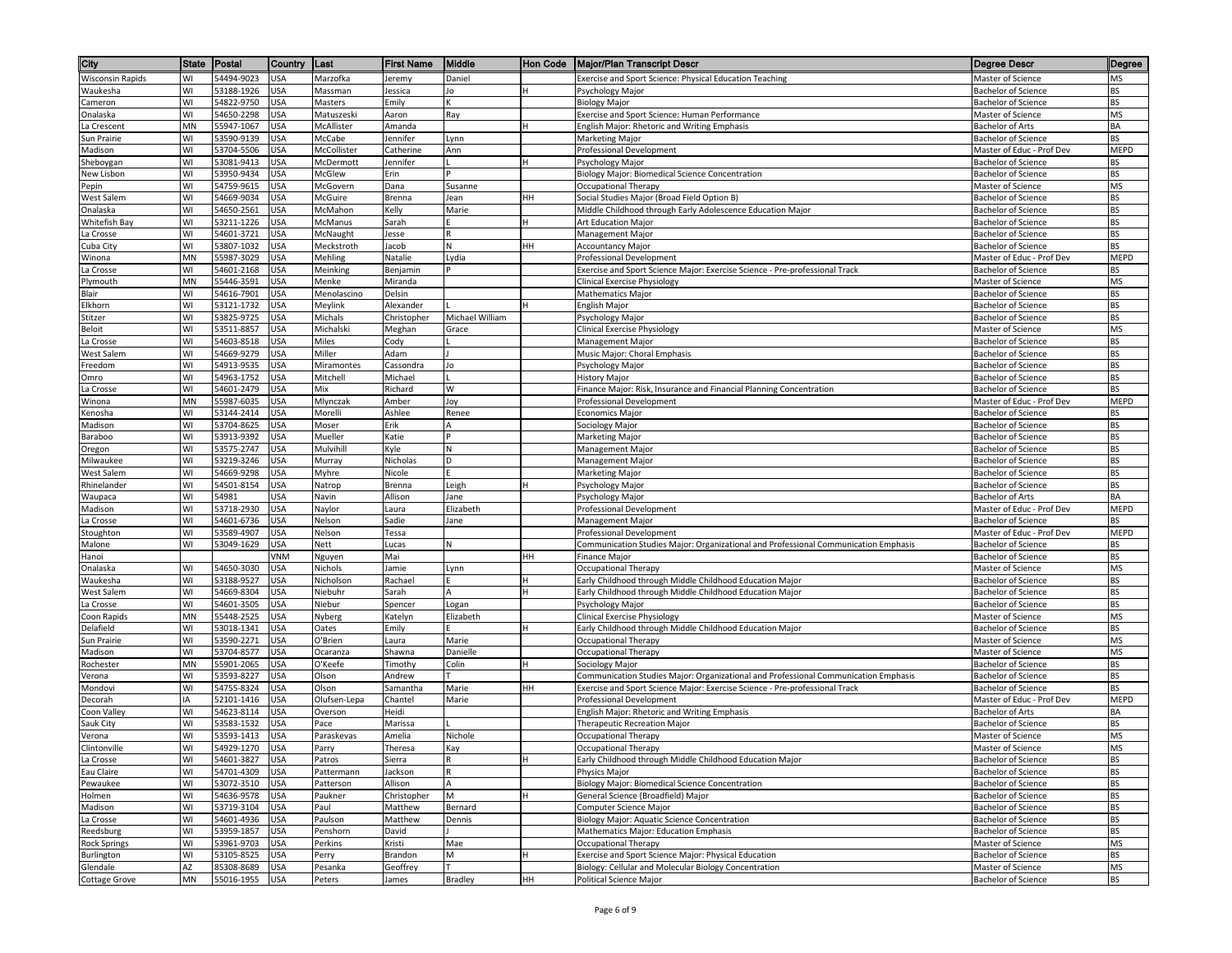| City | State | Postal | Country | Last | First Name | Middle | Hon Code | Major/Plan Transcript Descr | Degree Descr | Degree |
|---|---|---|---|---|---|---|---|---|---|---|
| Wisconsin Rapids | WI | 54494-9023 | USA | Marzofka | Jeremy | Daniel | | Exercise and Sport Science: Physical Education Teaching | Master of Science | MS |
| Waukesha | WI | 53188-1926 | USA | Massman | Jessica | Jo | H | Psychology Major | Bachelor of Science | BS |
| Cameron | WI | 54822-9750 | USA | Masters | Emily | K | | Biology Major | Bachelor of Science | BS |
| Onalaska | WI | 54650-2298 | USA | Matuszeski | Aaron | Ray | | Exercise and Sport Science: Human Performance | Master of Science | MS |
| La Crescent | MN | 55947-1067 | USA | McAllister | Amanda | | H | English Major: Rhetoric and Writing Emphasis | Bachelor of Arts | BA |
| Sun Prairie | WI | 53590-9139 | USA | McCabe | Jennifer | Lynn | | Marketing Major | Bachelor of Science | BS |
| Madison | WI | 53704-5506 | USA | McCollister | Catherine | Ann | | Professional Development | Master of Educ - Prof Dev | MEPD |
| Sheboygan | WI | 53081-9413 | USA | McDermott | Jennifer | L | H | Psychology Major | Bachelor of Science | BS |
| New Lisbon | WI | 53950-9434 | USA | McGlew | Erin | P | | Biology Major: Biomedical Science Concentration | Bachelor of Science | BS |
| Pepin | WI | 54759-9615 | USA | McGovern | Dana | Susanne | | Occupational Therapy | Master of Science | MS |
| West Salem | WI | 54669-9034 | USA | McGuire | Brenna | Jean | HH | Social Studies Major (Broad Field Option B) | Bachelor of Science | BS |
| Onalaska | WI | 54650-2561 | USA | McMahon | Kelly | Marie | | Middle Childhood through Early Adolescence Education Major | Bachelor of Science | BS |
| Whitefish Bay | WI | 53211-1226 | USA | McManus | Sarah | E | H | Art Education Major | Bachelor of Science | BS |
| La Crosse | WI | 54601-3721 | USA | McNaught | Jesse | R | | Management Major | Bachelor of Science | BS |
| Cuba City | WI | 53807-1032 | USA | Meckstroth | Jacob | N | HH | Accountancy Major | Bachelor of Science | BS |
| Winona | MN | 55987-3029 | USA | Mehling | Natalie | Lydia | | Professional Development | Master of Educ - Prof Dev | MEPD |
| La Crosse | WI | 54601-2168 | USA | Meinking | Benjamin | P | | Exercise and Sport Science Major: Exercise Science - Pre-professional Track | Bachelor of Science | BS |
| Plymouth | MN | 55446-3591 | USA | Menke | Miranda | | | Clinical Exercise Physiology | Master of Science | MS |
| Blair | WI | 54616-7901 | USA | Menolascino | Delsin | | | Mathematics Major | Bachelor of Science | BS |
| Elkhorn | WI | 53121-1732 | USA | Meylink | Alexander | L | H | English Major | Bachelor of Science | BS |
| Stitzer | WI | 53825-9725 | USA | Michals | Christopher | Michael William | | Psychology Major | Bachelor of Science | BS |
| Beloit | WI | 53511-8857 | USA | Michalski | Meghan | Grace | | Clinical Exercise Physiology | Master of Science | MS |
| La Crosse | WI | 54603-8518 | USA | Miles | Cody | L | | Management Major | Bachelor of Science | BS |
| West Salem | WI | 54669-9279 | USA | Miller | Adam | J | | Music Major: Choral Emphasis | Bachelor of Science | BS |
| Freedom | WI | 54913-9535 | USA | Miramontes | Cassondra | Jo | | Psychology Major | Bachelor of Science | BS |
| Omro | WI | 54963-1752 | USA | Mitchell | Michael | L | | History Major | Bachelor of Science | BS |
| La Crosse | WI | 54601-2479 | USA | Mix | Richard | W | | Finance Major: Risk, Insurance and Financial Planning Concentration | Bachelor of Science | BS |
| Winona | MN | 55987-6035 | USA | Mlynczak | Amber | Joy | | Professional Development | Master of Educ - Prof Dev | MEPD |
| Kenosha | WI | 53144-2414 | USA | Morelli | Ashlee | Renee | | Economics Major | Bachelor of Science | BS |
| Madison | WI | 53704-8625 | USA | Moser | Erik | A | | Sociology Major | Bachelor of Science | BS |
| Baraboo | WI | 53913-9392 | USA | Mueller | Katie | P | | Marketing Major | Bachelor of Science | BS |
| Oregon | WI | 53575-2747 | USA | Mulvihill | Kyle | N | | Management Major | Bachelor of Science | BS |
| Milwaukee | WI | 53219-3246 | USA | Murray | Nicholas | D | | Management Major | Bachelor of Science | BS |
| West Salem | WI | 54669-9298 | USA | Myhre | Nicole | E | | Marketing Major | Bachelor of Science | BS |
| Rhinelander | WI | 54501-8154 | USA | Natrop | Brenna | Leigh | H | Psychology Major | Bachelor of Science | BS |
| Waupaca | WI | 54981 | USA | Navin | Allison | Jane | | Psychology Major | Bachelor of Arts | BA |
| Madison | WI | 53718-2930 | USA | Naylor | Laura | Elizabeth | | Professional Development | Master of Educ - Prof Dev | MEPD |
| La Crosse | WI | 54601-6736 | USA | Nelson | Sadie | Jane | | Management Major | Bachelor of Science | BS |
| Stoughton | WI | 53589-4907 | USA | Nelson | Tessa | | | Professional Development | Master of Educ - Prof Dev | MEPD |
| Malone | WI | 53049-1629 | USA | Nett | Lucas | N | | Communication Studies Major: Organizational and Professional Communication Emphasis | Bachelor of Science | BS |
| Hanoi | | | VNM | Nguyen | Mai | | HH | Finance Major | Bachelor of Science | BS |
| Onalaska | WI | 54650-3030 | USA | Nichols | Jamie | Lynn | | Occupational Therapy | Master of Science | MS |
| Waukesha | WI | 53188-9527 | USA | Nicholson | Rachael | E | H | Early Childhood through Middle Childhood Education Major | Bachelor of Science | BS |
| West Salem | WI | 54669-8304 | USA | Niebuhr | Sarah | A | H | Early Childhood through Middle Childhood Education Major | Bachelor of Science | BS |
| La Crosse | WI | 54601-3505 | USA | Niebur | Spencer | Logan | | Psychology Major | Bachelor of Science | BS |
| Coon Rapids | MN | 55448-2525 | USA | Nyberg | Katelyn | Elizabeth | | Clinical Exercise Physiology | Master of Science | MS |
| Delafield | WI | 53018-1341 | USA | Oates | Emily | E | H | Early Childhood through Middle Childhood Education Major | Bachelor of Science | BS |
| Sun Prairie | WI | 53590-2271 | USA | O'Brien | Laura | Marie | | Occupational Therapy | Master of Science | MS |
| Madison | WI | 53704-8577 | USA | Ocaranza | Shawna | Danielle | | Occupational Therapy | Master of Science | MS |
| Rochester | MN | 55901-2065 | USA | O'Keefe | Timothy | Colin | H | Sociology Major | Bachelor of Science | BS |
| Verona | WI | 53593-8227 | USA | Olson | Andrew | T | | Communication Studies Major: Organizational and Professional Communication Emphasis | Bachelor of Science | BS |
| Mondovi | WI | 54755-8324 | USA | Olson | Samantha | Marie | HH | Exercise and Sport Science Major: Exercise Science - Pre-professional Track | Bachelor of Science | BS |
| Decorah | IA | 52101-1416 | USA | Olufsen-Lepa | Chantel | Marie | | Professional Development | Master of Educ - Prof Dev | MEPD |
| Coon Valley | WI | 54623-8114 | USA | Overson | Heidi | | | English Major: Rhetoric and Writing Emphasis | Bachelor of Arts | BA |
| Sauk City | WI | 53583-1532 | USA | Pace | Marissa | L | | Therapeutic Recreation Major | Bachelor of Science | BS |
| Verona | WI | 53593-1413 | USA | Paraskevas | Amelia | Nichole | | Occupational Therapy | Master of Science | MS |
| Clintonville | WI | 54929-1270 | USA | Parry | Theresa | Kay | | Occupational Therapy | Master of Science | MS |
| La Crosse | WI | 54601-3827 | USA | Patros | Sierra | R | H | Early Childhood through Middle Childhood Education Major | Bachelor of Science | BS |
| Eau Claire | WI | 54701-4309 | USA | Pattermann | Jackson | R | | Physics Major | Bachelor of Science | BS |
| Pewaukee | WI | 53072-3510 | USA | Patterson | Allison | A | | Biology Major: Biomedical Science Concentration | Bachelor of Science | BS |
| Holmen | WI | 54636-9578 | USA | Paukner | Christopher | M | H | General Science (Broadfield) Major | Bachelor of Science | BS |
| Madison | WI | 53719-3104 | USA | Paul | Matthew | Bernard | | Computer Science Major | Bachelor of Science | BS |
| La Crosse | WI | 54601-4936 | USA | Paulson | Matthew | Dennis | | Biology Major: Aquatic Science Concentration | Bachelor of Science | BS |
| Reedsburg | WI | 53959-1857 | USA | Penshorn | David | J | | Mathematics Major: Education Emphasis | Bachelor of Science | BS |
| Rock Springs | WI | 53961-9703 | USA | Perkins | Kristi | Mae | | Occupational Therapy | Master of Science | MS |
| Burlington | WI | 53105-8525 | USA | Perry | Brandon | M | H | Exercise and Sport Science Major: Physical Education | Bachelor of Science | BS |
| Glendale | AZ | 85308-8689 | USA | Pesanka | Geoffrey | T | | Biology: Cellular and Molecular Biology Concentration | Master of Science | MS |
| Cottage Grove | MN | 55016-1955 | USA | Peters | James | Bradley | HH | Political Science Major | Bachelor of Science | BS |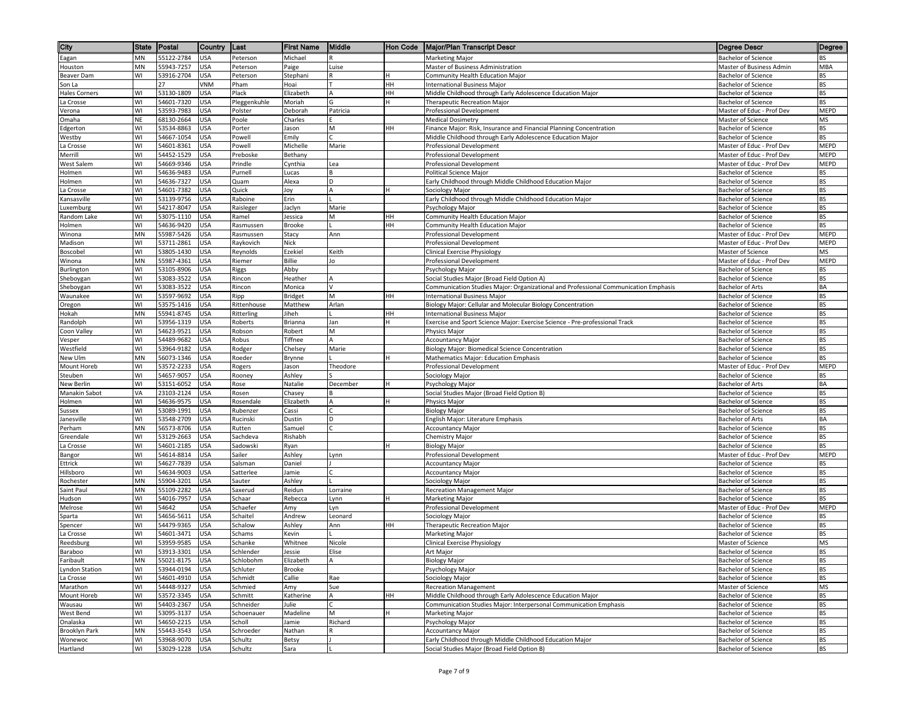| City | State | Postal | Country | Last | First Name | Middle | Hon Code | Major/Plan Transcript Descr | Degree Descr | Degree |
|---|---|---|---|---|---|---|---|---|---|---|
| Eagan | MN | 55122-2784 | USA | Peterson | Michael | R | | Marketing Major | Bachelor of Science | BS |
| Houston | MN | 55943-7257 | USA | Peterson | Paige | Luise | | Master of Business Administration | Master of Business Admin | MBA |
| Beaver Dam | WI | 53916-2704 | USA | Peterson | Stephani | R | H | Community Health Education Major | Bachelor of Science | BS |
| Son La | | 27 | VNM | Pham | Hoai | T | HH | International Business Major | Bachelor of Science | BS |
| Hales Corners | WI | 53130-1809 | USA | Plack | Elizabeth | A | HH | Middle Childhood through Early Adolescence Education Major | Bachelor of Science | BS |
| La Crosse | WI | 54601-7320 | USA | Pleggenkuhle | Moriah | G | H | Therapeutic Recreation Major | Bachelor of Science | BS |
| Verona | WI | 53593-7983 | USA | Polster | Deborah | Patricia | | Professional Development | Master of Educ - Prof Dev | MEPD |
| Omaha | NE | 68130-2664 | USA | Poole | Charles | E | | Medical Dosimetry | Master of Science | MS |
| Edgerton | WI | 53534-8863 | USA | Porter | Jason | M | HH | Finance Major: Risk, Insurance and Financial Planning Concentration | Bachelor of Science | BS |
| Westby | WI | 54667-1054 | USA | Powell | Emily | C | | Middle Childhood through Early Adolescence Education Major | Bachelor of Science | BS |
| La Crosse | WI | 54601-8361 | USA | Powell | Michelle | Marie | | Professional Development | Master of Educ - Prof Dev | MEPD |
| Merrill | WI | 54452-1529 | USA | Preboske | Bethany | | | Professional Development | Master of Educ - Prof Dev | MEPD |
| West Salem | WI | 54669-9346 | USA | Prindle | Cynthia | Lea | | Professional Development | Master of Educ - Prof Dev | MEPD |
| Holmen | WI | 54636-9483 | USA | Purnell | Lucas | B | | Political Science Major | Bachelor of Science | BS |
| Holmen | WI | 54636-7327 | USA | Quam | Alexa | D | | Early Childhood through Middle Childhood Education Major | Bachelor of Science | BS |
| La Crosse | WI | 54601-7382 | USA | Quick | Joy | A | H | Sociology Major | Bachelor of Science | BS |
| Kansasville | WI | 53139-9756 | USA | Raboine | Erin | L | | Early Childhood through Middle Childhood Education Major | Bachelor of Science | BS |
| Luxemburg | WI | 54217-8047 | USA | Raisleger | Jaclyn | Marie | | Psychology Major | Bachelor of Science | BS |
| Random Lake | WI | 53075-1110 | USA | Ramel | Jessica | M | HH | Community Health Education Major | Bachelor of Science | BS |
| Holmen | WI | 54636-9420 | USA | Rasmussen | Brooke | L | HH | Community Health Education Major | Bachelor of Science | BS |
| Winona | MN | 55987-5426 | USA | Rasmussen | Stacy | Ann | | Professional Development | Master of Educ - Prof Dev | MEPD |
| Madison | WI | 53711-2861 | USA | Raykovich | Nick | | | Professional Development | Master of Educ - Prof Dev | MEPD |
| Boscobel | WI | 53805-1430 | USA | Reynolds | Ezekiel | Keith | | Clinical Exercise Physiology | Master of Science | MS |
| Winona | MN | 55987-4361 | USA | Riemer | Billie | Jo | | Professional Development | Master of Educ - Prof Dev | MEPD |
| Burlington | WI | 53105-8906 | USA | Riggs | Abby | | | Psychology Major | Bachelor of Science | BS |
| Sheboygan | WI | 53083-3522 | USA | Rincon | Heather | A | | Social Studies Major (Broad Field Option A) | Bachelor of Science | BS |
| Sheboygan | WI | 53083-3522 | USA | Rincon | Monica | V | | Communication Studies Major: Organizational and Professional Communication Emphasis | Bachelor of Arts | BA |
| Waunakee | WI | 53597-9692 | USA | Ripp | Bridget | M | HH | International Business Major | Bachelor of Science | BS |
| Oregon | WI | 53575-1416 | USA | Rittenhouse | Matthew | Arlan | | Biology Major: Cellular and Molecular Biology Concentration | Bachelor of Science | BS |
| Hokah | MN | 55941-8745 | USA | Ritterling | Jiheh | L | HH | International Business Major | Bachelor of Science | BS |
| Randolph | WI | 53956-1319 | USA | Roberts | Brianna | Jan | H | Exercise and Sport Science Major: Exercise Science - Pre-professional Track | Bachelor of Science | BS |
| Coon Valley | WI | 54623-9521 | USA | Robson | Robert | M | | Physics Major | Bachelor of Science | BS |
| Vesper | WI | 54489-9682 | USA | Robus | Tiffnee | A | | Accountancy Major | Bachelor of Science | BS |
| Westfield | WI | 53964-9182 | USA | Rodger | Chelsey | Marie | | Biology Major: Biomedical Science Concentration | Bachelor of Science | BS |
| New Ulm | MN | 56073-1346 | USA | Roeder | Brynne | L | H | Mathematics Major: Education Emphasis | Bachelor of Science | BS |
| Mount Horeb | WI | 53572-2233 | USA | Rogers | Jason | Theodore | | Professional Development | Master of Educ - Prof Dev | MEPD |
| Steuben | WI | 54657-9057 | USA | Rooney | Ashley | S | | Sociology Major | Bachelor of Science | BS |
| New Berlin | WI | 53151-6052 | USA | Rose | Natalie | December | H | Psychology Major | Bachelor of Arts | BA |
| Manakin Sabot | VA | 23103-2124 | USA | Rosen | Chasey | B | | Social Studies Major (Broad Field Option B) | Bachelor of Science | BS |
| Holmen | WI | 54636-9575 | USA | Rosendale | Elizabeth | A | H | Physics Major | Bachelor of Science | BS |
| Sussex | WI | 53089-1991 | USA | Rubenzer | Cassi | C | | Biology Major | Bachelor of Science | BS |
| Janesville | WI | 53548-2709 | USA | Rucinski | Dustin | D | | English Major: Literature Emphasis | Bachelor of Arts | BA |
| Perham | MN | 56573-8706 | USA | Rutten | Samuel | C | | Accountancy Major | Bachelor of Science | BS |
| Greendale | WI | 53129-2663 | USA | Sachdeva | Rishabh | | | Chemistry Major | Bachelor of Science | BS |
| La Crosse | WI | 54601-2185 | USA | Sadowski | Ryan | | H | Biology Major | Bachelor of Science | BS |
| Bangor | WI | 54614-8814 | USA | Sailer | Ashley | Lynn | | Professional Development | Master of Educ - Prof Dev | MEPD |
| Ettrick | WI | 54627-7839 | USA | Salsman | Daniel | J | | Accountancy Major | Bachelor of Science | BS |
| Hillsboro | WI | 54634-9003 | USA | Satterlee | Jamie | C | | Accountancy Major | Bachelor of Science | BS |
| Rochester | MN | 55904-3201 | USA | Sauter | Ashley | L | | Sociology Major | Bachelor of Science | BS |
| Saint Paul | MN | 55109-2282 | USA | Saxerud | Reidun | Lorraine | | Recreation Management Major | Bachelor of Science | BS |
| Hudson | WI | 54016-7957 | USA | Schaar | Rebecca | Lynn | H | Marketing Major | Bachelor of Science | BS |
| Melrose | WI | 54642 | USA | Schaefer | Amy | Lyn | | Professional Development | Master of Educ - Prof Dev | MEPD |
| Sparta | WI | 54656-5611 | USA | Schaitel | Andrew | Leonard | | Sociology Major | Bachelor of Science | BS |
| Spencer | WI | 54479-9365 | USA | Schalow | Ashley | Ann | HH | Therapeutic Recreation Major | Bachelor of Science | BS |
| La Crosse | WI | 54601-3471 | USA | Schams | Kevin | L | | Marketing Major | Bachelor of Science | BS |
| Reedsburg | WI | 53959-9585 | USA | Schanke | Whitnee | Nicole | | Clinical Exercise Physiology | Master of Science | MS |
| Baraboo | WI | 53913-3301 | USA | Schlender | Jessie | Elise | | Art Major | Bachelor of Science | BS |
| Faribault | MN | 55021-8175 | USA | Schlobohm | Elizabeth | A | | Biology Major | Bachelor of Science | BS |
| Lyndon Station | WI | 53944-0194 | USA | Schluter | Brooke | | | Psychology Major | Bachelor of Science | BS |
| La Crosse | WI | 54601-4910 | USA | Schmidt | Callie | Rae | | Sociology Major | Bachelor of Science | BS |
| Marathon | WI | 54448-9327 | USA | Schmied | Amy | Sue | | Recreation Management | Master of Science | MS |
| Mount Horeb | WI | 53572-3345 | USA | Schmitt | Katherine | A | HH | Middle Childhood through Early Adolescence Education Major | Bachelor of Science | BS |
| Wausau | WI | 54403-2367 | USA | Schneider | Julie | C | | Communication Studies Major: Interpersonal Communication Emphasis | Bachelor of Science | BS |
| West Bend | WI | 53095-3137 | USA | Schoenauer | Madeline | M | H | Marketing Major | Bachelor of Science | BS |
| Onalaska | WI | 54650-2215 | USA | Scholl | Jamie | Richard | | Psychology Major | Bachelor of Science | BS |
| Brooklyn Park | MN | 55443-3543 | USA | Schroeder | Nathan | R | | Accountancy Major | Bachelor of Science | BS |
| Wonewoc | WI | 53968-9070 | USA | Schultz | Betsy | J | | Early Childhood through Middle Childhood Education Major | Bachelor of Science | BS |
| Hartland | WI | 53029-1228 | USA | Schultz | Sara | L | | Social Studies Major (Broad Field Option B) | Bachelor of Science | BS |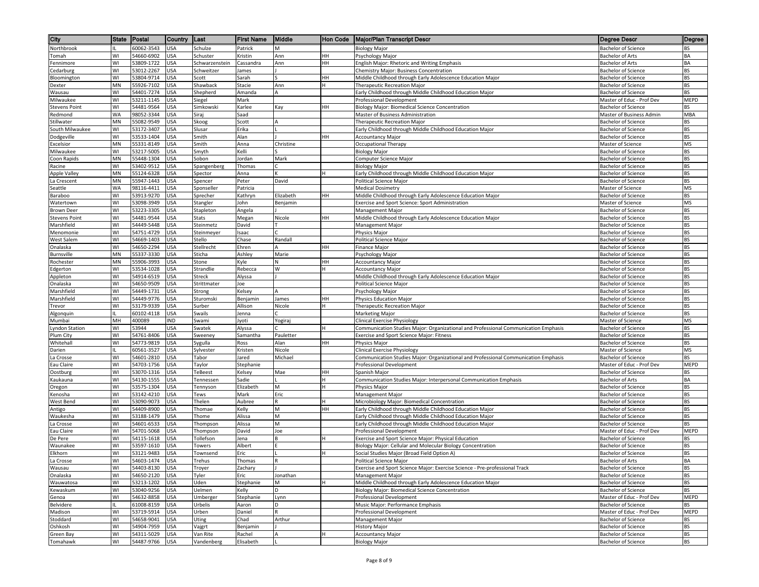| City | State | Postal | Country | Last | First Name | Middle | Hon Code | Major/Plan Transcript Descr | Degree Descr | Degree |
|---|---|---|---|---|---|---|---|---|---|---|
| Northbrook | IL | 60062-3543 | USA | Schulze | Patrick | M | | Biology Major | Bachelor of Science | BS |
| Tomah | WI | 54660-6902 | USA | Schuster | Kristin | Ann | HH | Psychology Major | Bachelor of Arts | BA |
| Fennimore | WI | 53809-1722 | USA | Schwarzenstein | Cassandra | Ann | HH | English Major: Rhetoric and Writing Emphasis | Bachelor of Arts | BA |
| Cedarburg | WI | 53012-2267 | USA | Schweitzer | James | J | | Chemistry Major: Business Concentration | Bachelor of Science | BS |
| Bloomington | WI | 53804-9714 | USA | Scott | Sarah | S | HH | Middle Childhood through Early Adolescence Education Major | Bachelor of Science | BS |
| Dexter | MN | 55926-7102 | USA | Shawback | Stacie | Ann | H | Therapeutic Recreation Major | Bachelor of Science | BS |
| Wausau | WI | 54401-7274 | USA | Shepherd | Amanda | A | | Early Childhood through Middle Childhood Education Major | Bachelor of Science | BS |
| Milwaukee | WI | 53211-1145 | USA | Siegel | Mark | | | Professional Development | Master of Educ - Prof Dev | MEPD |
| Stevens Point | WI | 54481-9564 | USA | Simkowski | Karlee | Kay | HH | Biology Major: Biomedical Science Concentration | Bachelor of Science | BS |
| Redmond | WA | 98052-3344 | USA | Siraj | Saad | | | Master of Business Administration | Master of Business Admin | MBA |
| Stillwater | MN | 55082-9549 | USA | Skoog | Scott | A | | Therapeutic Recreation Major | Bachelor of Science | BS |
| South Milwaukee | WI | 53172-3407 | USA | Slusar | Erika | L | | Early Childhood through Middle Childhood Education Major | Bachelor of Science | BS |
| Dodgeville | WI | 53533-1404 | USA | Smith | Alan | J | HH | Accountancy Major | Bachelor of Science | BS |
| Excelsior | MN | 55331-8149 | USA | Smith | Anna | Christine | | Occupational Therapy | Master of Science | MS |
| Milwaukee | WI | 53217-5005 | USA | Smyth | Kelli | S | | Biology Major | Bachelor of Science | BS |
| Coon Rapids | MN | 55448-1304 | USA | Sobon | Jordan | Mark | | Computer Science Major | Bachelor of Science | BS |
| Racine | WI | 53402-9512 | USA | Spangenberg | Thomas | C | | Biology Major | Bachelor of Science | BS |
| Apple Valley | MN | 55124-6328 | USA | Spector | Anna | K | H | Early Childhood through Middle Childhood Education Major | Bachelor of Science | BS |
| La Crescent | MN | 55947-1443 | USA | Spencer | Peter | David | | Political Science Major | Bachelor of Science | BS |
| Seattle | WA | 98116-4411 | USA | Sponseller | Patricia | | | Medical Dosimetry | Master of Science | MS |
| Baraboo | WI | 53913-9270 | USA | Sprecher | Kathryn | Elizabeth | HH | Middle Childhood through Early Adolescence Education Major | Bachelor of Science | BS |
| Watertown | WI | 53098-3949 | USA | Stangler | John | Benjamin | | Exercise and Sport Science: Sport Administration | Master of Science | MS |
| Brown Deer | WI | 53223-3305 | USA | Stapleton | Angela | J | | Management Major | Bachelor of Science | BS |
| Stevens Point | WI | 54481-9544 | USA | Stats | Megan | Nicole | HH | Middle Childhood through Early Adolescence Education Major | Bachelor of Science | BS |
| Marshfield | WI | 54449-5448 | USA | Steinmetz | David | T | | Management Major | Bachelor of Science | BS |
| Menomonie | WI | 54751-4729 | USA | Steinmeyer | Isaac | C | | Physics Major | Bachelor of Science | BS |
| West Salem | WI | 54669-1403 | USA | Stello | Chase | Randall | | Political Science Major | Bachelor of Science | BS |
| Onalaska | WI | 54650-2294 | USA | Stellrecht | Ehren | A | HH | Finance Major | Bachelor of Science | BS |
| Burnsville | MN | 55337-3330 | USA | Sticha | Ashley | Marie | | Psychology Major | Bachelor of Science | BS |
| Rochester | MN | 55906-3993 | USA | Stone | Kyle | N | HH | Accountancy Major | Bachelor of Science | BS |
| Edgerton | WI | 53534-1028 | USA | Strandlie | Rebecca | W | H | Accountancy Major | Bachelor of Science | BS |
| Appleton | WI | 54914-6519 | USA | Streck | Alyssa | J | | Middle Childhood through Early Adolescence Education Major | Bachelor of Science | BS |
| Onalaska | WI | 54650-9509 | USA | Strittmater | Joe | | | Political Science Major | Bachelor of Science | BS |
| Marshfield | WI | 54449-1731 | USA | Strong | Kelsey | A | | Psychology Major | Bachelor of Science | BS |
| Marshfield | WI | 54449-9776 | USA | Sturomski | Benjamin | James | HH | Physics Education Major | Bachelor of Science | BS |
| Trevor | WI | 53179-9339 | USA | Surber | Allison | Nicole | H | Therapeutic Recreation Major | Bachelor of Science | BS |
| Algonquin | IL | 60102-4118 | USA | Swails | Jenna | C | | Marketing Major | Bachelor of Science | BS |
| Mumbai | MH | 400089 | IND | Swami | Jyoti | Yogiraj | | Clinical Exercise Physiology | Master of Science | MS |
| Lyndon Station | WI | 53944 | USA | Swatek | Alyssa | C | H | Communication Studies Major: Organizational and Professional Communication Emphasis | Bachelor of Science | BS |
| Plum City | WI | 54761-8406 | USA | Sweeney | Samantha | Pauletter | | Exercise and Sport Science Major: Fitness | Bachelor of Science | BS |
| Whitehall | WI | 54773-9819 | USA | Sygulla | Ross | Alan | HH | Physics Major | Bachelor of Science | BS |
| Darien | IL | 60561-3527 | USA | Sylvester | Kristen | Nicole | | Clinical Exercise Physiology | Master of Science | MS |
| La Crosse | WI | 54601-2810 | USA | Tabor | Jared | Michael | | Communication Studies Major: Organizational and Professional Communication Emphasis | Bachelor of Science | BS |
| Eau Claire | WI | 54703-1756 | USA | Taylor | Stephanie | | | Professional Development | Master of Educ - Prof Dev | MEPD |
| Oostburg | WI | 53070-1316 | USA | TeBeest | Kelsey | Mae | HH | Spanish Major | Bachelor of Science | BS |
| Kaukauna | WI | 54130-1555 | USA | Tennessen | Sadie | L | H | Communication Studies Major: Interpersonal Communication Emphasis | Bachelor of Arts | BA |
| Oregon | WI | 53575-1304 | USA | Tennyson | Elizabeth | M | H | Physics Major | Bachelor of Science | BS |
| Kenosha | WI | 53142-4210 | USA | Tews | Mark | Eric | | Management Major | Bachelor of Science | BS |
| West Bend | WI | 53090-9073 | USA | Thelen | Aubree | R | H | Microbiology Major: Biomedical Concentration | Bachelor of Science | BS |
| Antigo | WI | 54409-8900 | USA | Thomae | Kelly | M | HH | Early Childhood through Middle Childhood Education Major | Bachelor of Science | BS |
| Waukesha | WI | 53188-1479 | USA | Thome | Alissa | M | | Early Childhood through Middle Childhood Education Major | Bachelor of Science | BS |
| La Crosse | WI | 54601-6533 | USA | Thompson | Alissa | M | | Early Childhood through Middle Childhood Education Major | Bachelor of Science | BS |
| Eau Claire | WI | 54701-5068 | USA | Thompson | David | Joe | | Professional Development | Master of Educ - Prof Dev | MEPD |
| De Pere | WI | 54115-1618 | USA | Tollefson | Jena | B | H | Exercise and Sport Science Major: Physical Education | Bachelor of Science | BS |
| Waunakee | WI | 53597-1610 | USA | Towers | Albert | E | | Biology Major: Cellular and Molecular Biology Concentration | Bachelor of Science | BS |
| Elkhorn | WI | 53121-9483 | USA | Townsend | Eric | L | H | Social Studies Major (Broad Field Option A) | Bachelor of Science | BS |
| La Crosse | WI | 54603-1474 | USA | Trehus | Thomas | R | | Political Science Major | Bachelor of Arts | BA |
| Wausau | WI | 54403-8130 | USA | Troyer | Zachary | J | | Exercise and Sport Science Major: Exercise Science - Pre-professional Track | Bachelor of Science | BS |
| Onalaska | WI | 54650-2120 | USA | Tyler | Eric | Jonathan | | Management Major | Bachelor of Science | BS |
| Wauwatosa | WI | 53213-1202 | USA | Uden | Stephanie | M | H | Middle Childhood through Early Adolescence Education Major | Bachelor of Science | BS |
| Kewaskum | WI | 53040-9256 | USA | Uelmen | Kelly | D | | Biology Major: Biomedical Science Concentration | Bachelor of Science | BS |
| Genoa | WI | 54632-8858 | USA | Umberger | Stephanie | Lynn | | Professional Development | Master of Educ - Prof Dev | MEPD |
| Belvidere | IL | 61008-8159 | USA | Urbelis | Aaron | D | | Music Major: Performance Emphasis | Bachelor of Science | BS |
| Madison | WI | 53719-5914 | USA | Urben | Daniel | R | | Professional Development | Master of Educ - Prof Dev | MEPD |
| Stoddard | WI | 54658-9041 | USA | Uting | Chad | Arthur | | Management Major | Bachelor of Science | BS |
| Oshkosh | WI | 54904-7959 | USA | Vajgrt | Benjamin | J | | History Major | Bachelor of Science | BS |
| Green Bay | WI | 54311-5029 | USA | Van Rite | Rachel | A | H | Accountancy Major | Bachelor of Science | BS |
| Tomahawk | WI | 54487-9766 | USA | Vandenberg | Elisabeth | L | | Biology Major | Bachelor of Science | BS |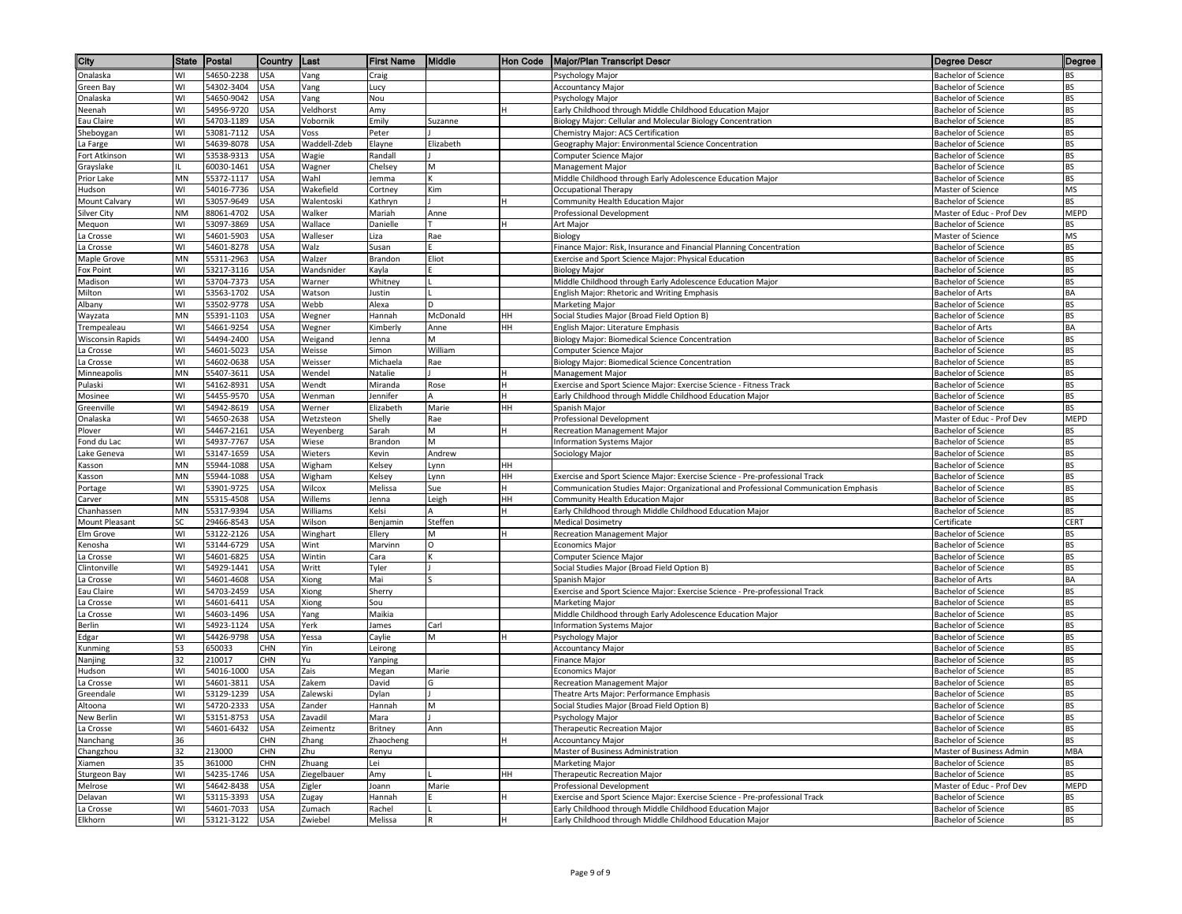| City | State | Postal | Country | Last | First Name | Middle | Hon Code | Major/Plan Transcript Descr | Degree Descr | Degree |
|---|---|---|---|---|---|---|---|---|---|---|
| Onalaska | WI | 54650-2238 | USA | Vang | Craig | | | Psychology Major | Bachelor of Science | BS |
| Green Bay | WI | 54302-3404 | USA | Vang | Lucy | | | Accountancy Major | Bachelor of Science | BS |
| Onalaska | WI | 54650-9042 | USA | Vang | Nou | | | Psychology Major | Bachelor of Science | BS |
| Neenah | WI | 54956-9720 | USA | Veldhorst | Amy | | H | Early Childhood through Middle Childhood Education Major | Bachelor of Science | BS |
| Eau Claire | WI | 54703-1189 | USA | Vobornik | Emily | Suzanne | | Biology Major: Cellular and Molecular Biology Concentration | Bachelor of Science | BS |
| Sheboygan | WI | 53081-7112 | USA | Voss | Peter | J | | Chemistry Major: ACS Certification | Bachelor of Science | BS |
| La Farge | WI | 54639-8078 | USA | Waddell-Zdeb | Elayne | Elizabeth | | Geography Major: Environmental Science Concentration | Bachelor of Science | BS |
| Fort Atkinson | WI | 53538-9313 | USA | Wagie | Randall | J | | Computer Science Major | Bachelor of Science | BS |
| Grayslake | IL | 60030-1461 | USA | Wagner | Chelsey | M | | Management Major | Bachelor of Science | BS |
| Prior Lake | MN | 55372-1117 | USA | Wahl | Jemma | K | | Middle Childhood through Early Adolescence Education Major | Bachelor of Science | BS |
| Hudson | WI | 54016-7736 | USA | Wakefield | Cortney | Kim | | Occupational Therapy | Master of Science | MS |
| Mount Calvary | WI | 53057-9649 | USA | Walentoski | Kathryn | J | H | Community Health Education Major | Bachelor of Science | BS |
| Silver City | NM | 88061-4702 | USA | Walker | Mariah | Anne | | Professional Development | Master of Educ - Prof Dev | MEPD |
| Mequon | WI | 53097-3869 | USA | Wallace | Danielle | T | H | Art Major | Bachelor of Science | BS |
| La Crosse | WI | 54601-5903 | USA | Walleser | Liza | Rae | | Biology | Master of Science | MS |
| La Crosse | WI | 54601-8278 | USA | Walz | Susan | E | | Finance Major: Risk, Insurance and Financial Planning Concentration | Bachelor of Science | BS |
| Maple Grove | MN | 55311-2963 | USA | Walzer | Brandon | Eliot | | Exercise and Sport Science Major: Physical Education | Bachelor of Science | BS |
| Fox Point | WI | 53217-3116 | USA | Wandsnider | Kayla | E | | Biology Major | Bachelor of Science | BS |
| Madison | WI | 53704-7373 | USA | Warner | Whitney | L | | Middle Childhood through Early Adolescence Education Major | Bachelor of Science | BS |
| Milton | WI | 53563-1702 | USA | Watson | Justin | L | | English Major: Rhetoric and Writing Emphasis | Bachelor of Arts | BA |
| Albany | WI | 53502-9778 | USA | Webb | Alexa | D | | Marketing Major | Bachelor of Science | BS |
| Wayzata | MN | 55391-1103 | USA | Wegner | Hannah | McDonald | HH | Social Studies Major (Broad Field Option B) | Bachelor of Science | BS |
| Trempealeau | WI | 54661-9254 | USA | Wegner | Kimberly | Anne | HH | English Major: Literature Emphasis | Bachelor of Arts | BA |
| Wisconsin Rapids | WI | 54494-2400 | USA | Weigand | Jenna | M | | Biology Major: Biomedical Science Concentration | Bachelor of Science | BS |
| La Crosse | WI | 54601-5023 | USA | Weisse | Simon | William | | Computer Science Major | Bachelor of Science | BS |
| La Crosse | WI | 54602-0638 | USA | Weisser | Michaela | Rae | | Biology Major: Biomedical Science Concentration | Bachelor of Science | BS |
| Minneapolis | MN | 55407-3611 | USA | Wendel | Natalie | J | H | Management Major | Bachelor of Science | BS |
| Pulaski | WI | 54162-8931 | USA | Wendt | Miranda | Rose | H | Exercise and Sport Science Major: Exercise Science - Fitness Track | Bachelor of Science | BS |
| Mosinee | WI | 54455-9570 | USA | Wenman | Jennifer | A | H | Early Childhood through Middle Childhood Education Major | Bachelor of Science | BS |
| Greenville | WI | 54942-8619 | USA | Werner | Elizabeth | Marie | HH | Spanish Major | Bachelor of Science | BS |
| Onalaska | WI | 54650-2638 | USA | Wetzsteon | Shelly | Rae | | Professional Development | Master of Educ - Prof Dev | MEPD |
| Plover | WI | 54467-2161 | USA | Weyenberg | Sarah | M | H | Recreation Management Major | Bachelor of Science | BS |
| Fond du Lac | WI | 54937-7767 | USA | Wiese | Brandon | M | | Information Systems Major | Bachelor of Science | BS |
| Lake Geneva | WI | 53147-1659 | USA | Wieters | Kevin | Andrew | | Sociology Major | Bachelor of Science | BS |
| Kasson | MN | 55944-1088 | USA | Wigham | Kelsey | Lynn | HH | | Bachelor of Science | BS |
| Kasson | MN | 55944-1088 | USA | Wigham | Kelsey | Lynn | HH | Exercise and Sport Science Major: Exercise Science - Pre-professional Track | Bachelor of Science | BS |
| Portage | WI | 53901-9725 | USA | Wilcox | Melissa | Sue | H | Communication Studies Major: Organizational and Professional Communication Emphasis | Bachelor of Science | BS |
| Carver | MN | 55315-4508 | USA | Willems | Jenna | Leigh | HH | Community Health Education Major | Bachelor of Science | BS |
| Chanhassen | MN | 55317-9394 | USA | Williams | Kelsi | A | H | Early Childhood through Middle Childhood Education Major | Bachelor of Science | BS |
| Mount Pleasant | SC | 29466-8543 | USA | Wilson | Benjamin | Steffen | | Medical Dosimetry | Certificate | CERT |
| Elm Grove | WI | 53122-2126 | USA | Winghart | Ellery | M | H | Recreation Management Major | Bachelor of Science | BS |
| Kenosha | WI | 53144-6729 | USA | Wint | Marvinn | O | | Economics Major | Bachelor of Science | BS |
| La Crosse | WI | 54601-6825 | USA | Wintin | Cara | K | | Computer Science Major | Bachelor of Science | BS |
| Clintonville | WI | 54929-1441 | USA | Writt | Tyler | J | | Social Studies Major (Broad Field Option B) | Bachelor of Science | BS |
| La Crosse | WI | 54601-4608 | USA | Xiong | Mai | S | | Spanish Major | Bachelor of Arts | BA |
| Eau Claire | WI | 54703-2459 | USA | Xiong | Sherry | | | Exercise and Sport Science Major: Exercise Science - Pre-professional Track | Bachelor of Science | BS |
| La Crosse | WI | 54601-6411 | USA | Xiong | Sou | | | Marketing Major | Bachelor of Science | BS |
| La Crosse | WI | 54603-1496 | USA | Yang | Maikia | | | Middle Childhood through Early Adolescence Education Major | Bachelor of Science | BS |
| Berlin | WI | 54923-1124 | USA | Yerk | James | Carl | | Information Systems Major | Bachelor of Science | BS |
| Edgar | WI | 54426-9798 | USA | Yessa | Caylie | M | H | Psychology Major | Bachelor of Science | BS |
| Kunming | 53 | 650033 | CHN | Yin | Leirong | | | Accountancy Major | Bachelor of Science | BS |
| Nanjing | 32 | 210017 | CHN | Yu | Yanping | | | Finance Major | Bachelor of Science | BS |
| Hudson | WI | 54016-1000 | USA | Zais | Megan | Marie | | Economics Major | Bachelor of Science | BS |
| La Crosse | WI | 54601-3811 | USA | Zakem | David | G | | Recreation Management Major | Bachelor of Science | BS |
| Greendale | WI | 53129-1239 | USA | Zalewski | Dylan | J | | Theatre Arts Major: Performance Emphasis | Bachelor of Science | BS |
| Altoona | WI | 54720-2333 | USA | Zander | Hannah | M | | Social Studies Major (Broad Field Option B) | Bachelor of Science | BS |
| New Berlin | WI | 53151-8753 | USA | Zavadil | Mara | J | | Psychology Major | Bachelor of Science | BS |
| La Crosse | WI | 54601-6432 | USA | Zeimentz | Britney | Ann | | Therapeutic Recreation Major | Bachelor of Science | BS |
| Nanchang | 36 | | CHN | Zhang | Zhaocheng | | H | Accountancy Major | Bachelor of Science | BS |
| Changzhou | 32 | 213000 | CHN | Zhu | Renyu | | | Master of Business Administration | Master of Business Admin | MBA |
| Xiamen | 35 | 361000 | CHN | Zhuang | Lei | L | | Marketing Major | Bachelor of Science | BS |
| Sturgeon Bay | WI | 54235-1746 | USA | Ziegelbauer | Amy | | HH | Therapeutic Recreation Major | Bachelor of Science | BS |
| Melrose | WI | 54642-8438 | USA | Zigler | Joann | Marie | | Professional Development | Master of Educ - Prof Dev | MEPD |
| Delavan | WI | 53115-3393 | USA | Zugay | Hannah | E | H | Exercise and Sport Science Major: Exercise Science - Pre-professional Track | Bachelor of Science | BS |
| La Crosse | WI | 54601-7033 | USA | Zumach | Rachel | L | | Early Childhood through Middle Childhood Education Major | Bachelor of Science | BS |
| Elkhorn | WI | 53121-3122 | USA | Zwiebel | Melissa | R | H | Early Childhood through Middle Childhood Education Major | Bachelor of Science | BS |